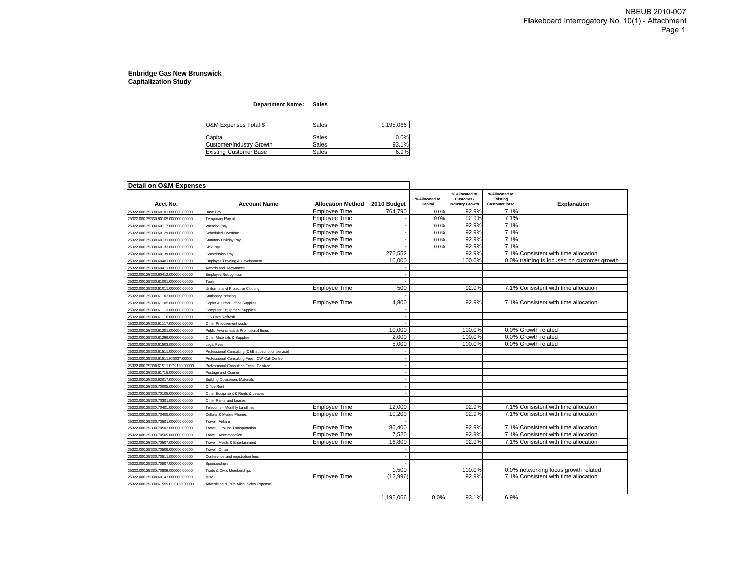**Enbridge Gas New Brunswick**
**Capitalization Study**

**Department Name: Sales**

| | | |
|---|---|---|
| O&M Expenses Total $ | Sales | 1,195,066 |
| | | |
| Capital | Sales | 0.0% |
| Customer/Industry Growth | Sales | 93.1% |
| Existing Customer Base | Sales | 6.9% |

**Detail on O&M Expenses**

| Acct No. | Account Name | Allocation Method | 2010 Budget | % Allocated to Capital | % Allocated to Customer / Industry Growth | % Allocated to Existing Customer Base | Explanation |
|---|---|---|---|---|---|---|---|
| 25322.000.25330.60101.000000.00000 | Base Pay | Employee Time | 764,790 | 0.0% | 92.9% | 7.1% | |
| 25322.000.25330.60109.000000.00000 | Temporary Payroll | Employee Time | - | 0.0% | 92.9% | 7.1% | |
| 25322.000.25330.60117.000000.00000 | Vacation Pay | Employee Time | - | 0.0% | 92.9% | 7.1% | |
| 25322.000.25330.60129.000000.00000 | Scheduled Overtime | Employee Time | - | 0.0% | 92.9% | 7.1% | |
| 25322.000.25330.60131.000000.00000 | Statutory Holiday Pay | Employee Time | - | 0.0% | 92.9% | 7.1% | |
| 25322.000.25330.60133.000000.00000 | Sick Pay | Employee Time | - | 0.0% | 92.9% | 7.1% | |
| 25322.000.25330.60139.000000.00000 | Commission Pay | Employee Time | 276,552 | | 92.9% | 7.1% | Consistent with time allocation |
| 25322.000.25330.60401.000000.00000 | Employee Training & Development | | 10,000 | | 100.0% | 0.0% | training is focused on customer growth |
| 25322.000.25330.60411.000000.00000 | Awards and Allowances | | - | | | | |
| 25322.000.25330.60412.000000.00000 | Employee Recognition | | - | | | | |
| 25322.000.25330.61001.000000.00000 | Tools | | - | | | | |
| 25322.000.25330.61011.000000.00000 | Uniforms and Protective Clothing | Employee Time | 500 | | 92.9% | 7.1% | Consistent with time allocation |
| 25322.000.25330.61103.000000.00000 | Stationary Printing | | - | | | | |
| 25322.000.25330.61105.000000.00000 | Copier & Other Office Supplies | Employee Time | 4,800 | | 92.9% | 7.1% | Consistent with time allocation |
| 25322.000.25330.61113.000000.00000 | Computer Equipment Supplies | | - | | | | |
| 25322.000.25330.61116.000000.00000 | GIS Data Refresh | | - | | | | |
| 25322.000.25330.61117.000000.00000 | Other Procurement costs | | - | | | | |
| 25322.000.25330.61201.000000.00000 | Public Awareness & Promotional Items | | 10,000 | | 100.0% | 0.0% | Growth related |
| 25322.000.25330.61299.000000.00000 | Other Materials & Supplies | | 2,000 | | 100.0% | 0.0% | Growth related |
| 25322.000.25330.61503.000000.00000 | Legal Fees | | 5,000 | | 100.0% | 0.0% | Growth related |
| 25322.000.25330.61511.000000.00000 | Professional Consulting (D&B subscription service) | | - | | | | |
| 25322.000.25330.61511.IC0037.00000 | Professional Consulting Fees: CW Call Centre | | - | | | | |
| 25322.000.25330.61511.FG9160.00000 | Professional Consulting Fees: Casitron | | - | | | | |
| 25322.000.25330.61715.000000.00000 | Postage and Courier | | - | | | | |
| 25322.000.25330.62017.000000.00000 | Building Operations-Materials | | - | | | | |
| 25322.000.25330.70005.000000.00000 | Office Rent | | - | | | | |
| 25322.000.25330.70105.000000.00000 | Other Equipment & Rents & Leases | | - | | | | |
| 25322.000.25330.70301.000000.00000 | Other Rents and Leases | | - | | | | |
| 25322.000.25330.70401.000000.00000 | Telecoms - Monthly Landlines | Employee Time | 12,000 | | 92.9% | 7.1% | Consistent with time allocation |
| 25322.000.25330.70405.000000.00000 | Cellular & Mobile Phones | Employee Time | 10,200 | | 92.9% | 7.1% | Consistent with time allocation |
| 25322.000.25330.70501.000000.00000 | Travel: Airfare | | - | | | | |
| 25322.000.25330.70503.000000.00000 | Travel: Ground Transportation | Employee Time | 86,400 | | 92.9% | 7.1% | Consistent with time allocation |
| 25322.000.25330.70505.000000.00000 | Travel: Accomodation | Employee Time | 7,520 | | 92.9% | 7.1% | Consistent with time allocation |
| 25322.000.25330.70507.000000.00000 | Travel: Meals & Entertainment | Employee Time | 16,800 | | 92.9% | 7.1% | Consistent with time allocation |
| 25322.000.25330.70509.000000.00000 | Travel: Other | | - | | | | |
| 25322.000.25330.70511.000000.00000 | Conference and registration fees | | - | | | | |
| 25322.000.25330.70807.000000.00000 | Sponsorships | | - | | | | |
| 25322.000.25330.70809.000000.00000 | Trade & Civic Memberships | | 1,500 | | 100.0% | 0.0% | networking focus growth related |
| 25322.000.25330.60141.000000.00000 | Misc | Employee Time | (12,996) | | 92.9% | 7.1% | Consistent with time allocation |
| 25322.000.25330.61559.FG9160.00000 | Advertising & PR: Misc. Sales Expense | | | | | | |
| | | | | | | | |
| | | | 1,195,066 | 0.0% | 93.1% | 6.9% | |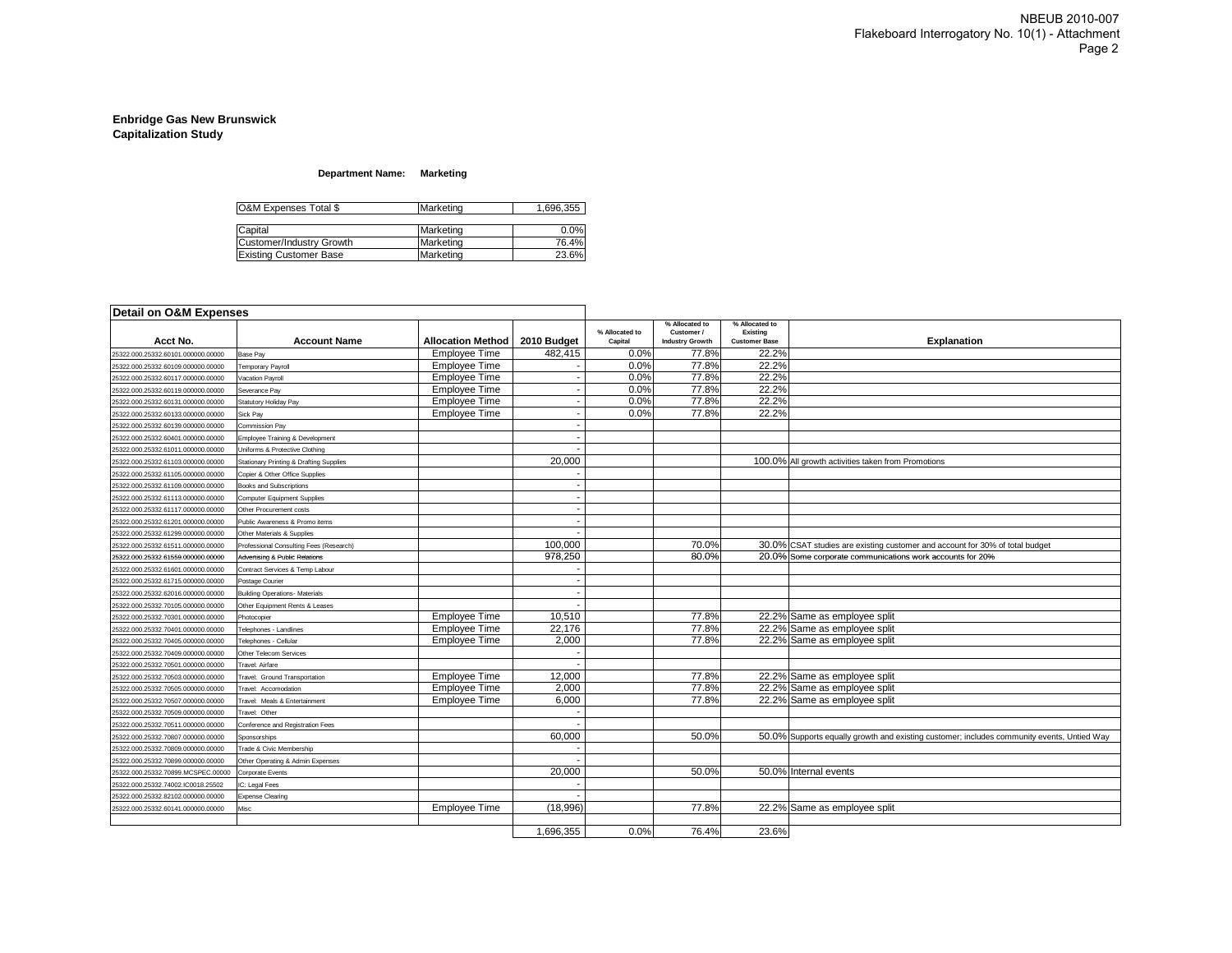**Enbridge Gas New Brunswick**
**Capitalization Study**

**Department Name: Marketing**

| O&M Expenses Total $ | Marketing | 1,696,355 |
|---|---|---|

| Capital | Marketing | 0.0% |
|---|---|---|
| Customer/Industry Growth | Marketing | 76.4% |
| Existing Customer Base | Marketing | 23.6% |

**Detail on O&M Expenses**

| Acct No. | Account Name | Allocation Method | 2010 Budget | % Allocated to Capital | % Allocated to Customer / Industry Growth | % Allocated to Existing Customer Base | Explanation |
|---|---|---|---|---|---|---|---|
| 25322.000.25332.60101.000000.00000 | Base Pay | Employee Time | 482,415 | 0.0% | 77.8% | 22.2% | |
| 25322.000.25332.60109.000000.00000 | Temporary Payroll | Employee Time | - | 0.0% | 77.8% | 22.2% | |
| 25322.000.25332.60117.000000.00000 | Vacation Payroll | Employee Time | - | 0.0% | 77.8% | 22.2% | |
| 25322.000.25332.60119.000000.00000 | Severance Pay | Employee Time | - | 0.0% | 77.8% | 22.2% | |
| 25322.000.25332.60131.000000.00000 | Statutory Holiday Pay | Employee Time | - | 0.0% | 77.8% | 22.2% | |
| 25322.000.25332.60133.000000.00000 | Sick Pay | Employee Time | - | 0.0% | 77.8% | 22.2% | |
| 25322.000.25332.60139.000000.00000 | Commission Pay | | - | | | | |
| 25322.000.25332.60401.000000.00000 | Employee Training & Development | | - | | | | |
| 25322.000.25332.61011.000000.00000 | Uniforms & Protective Clothing | | - | | | | |
| 25322.000.25332.61103.000000.00000 | Stationary Printing & Drafting Supplies | | 20,000 | | | 100.0% | All growth activities taken from Promotions |
| 25322.000.25332.61105.000000.00000 | Copier & Other Office Supplies | | - | | | | |
| 25322.000.25332.61109.000000.00000 | Books and Subscriptions | | - | | | | |
| 25322.000.25332.61113.000000.00000 | Computer Equipment Supplies | | - | | | | |
| 25322.000.25332.61117.000000.00000 | Other Procurement costs | | - | | | | |
| 25322.000.25332.61201.000000.00000 | Public Awareness & Promo items | | - | | | | |
| 25322.000.25332.61299.000000.00000 | Other Materials & Supplies | | - | | | | |
| 25322.000.25332.61511.000000.00000 | Professional Consulting Fees (Research) | | 100,000 | | 70.0% | 30.0% | CSAT studies are existing customer and account for 30% of total budget |
| 25322.000.25332.61559.000000.00000 | Advertising & Public Relations | | 978,250 | | 80.0% | 20.0% | Some corporate communications work accounts for 20% |
| 25322.000.25332.61601.000000.00000 | Contract Services & Temp Labour | | - | | | | |
| 25322.000.25332.61715.000000.00000 | Postage Courier | | - | | | | |
| 25322.000.25332.62016.000000.00000 | Building Operations- Materials | | - | | | | |
| 25322.000.25332.70105.000000.00000 | Other Equipment Rents & Leases | | - | | | | |
| 25322.000.25332.70301.000000.00000 | Photocopier | Employee Time | 10,510 | | 77.8% | 22.2% | Same as employee split |
| 25322.000.25332.70401.000000.00000 | Telephones - Landlines | Employee Time | 22,176 | | 77.8% | 22.2% | Same as employee split |
| 25322.000.25332.70405.000000.00000 | Telephones - Cellular | Employee Time | 2,000 | | 77.8% | 22.2% | Same as employee split |
| 25322.000.25332.70409.000000.00000 | Other Telecom Services | | - | | | | |
| 25322.000.25332.70501.000000.00000 | Travel: Airfare | | - | | | | |
| 25322.000.25332.70503.000000.00000 | Travel: Ground Transportation | Employee Time | 12,000 | | 77.8% | 22.2% | Same as employee split |
| 25322.000.25332.70505.000000.00000 | Travel: Accomodation | Employee Time | 2,000 | | 77.8% | 22.2% | Same as employee split |
| 25322.000.25332.70507.000000.00000 | Travel: Meals & Entertainment | Employee Time | 6,000 | | 77.8% | 22.2% | Same as employee split |
| 25322.000.25332.70509.000000.00000 | Travel: Other | | - | | | | |
| 25322.000.25332.70511.000000.00000 | Conference and Registration Fees | | - | | | | |
| 25322.000.25332.70807.000000.00000 | Sponsorships | | 60,000 | | 50.0% | 50.0% | Supports equally growth and existing customer; includes community events, Untied Way |
| 25322.000.25332.70809.000000.00000 | Trade & Civic Membership | | - | | | | |
| 25322.000.25332.70899.000000.00000 | Other Operating & Admin Expenses | | - | | | | |
| 25322.000.25332.70899.MCSPEC.00000 | Corporate Events | | 20,000 | | 50.0% | 50.0% | Internal events |
| 25322.000.25332.74002.IC0018.25502 | IC: Legal Fees | | - | | | | |
| 25322.000.25332.82102.000000.00000 | Expense Clearing | | - | | | | |
| 25322.000.25332.60141.000000.00000 | Misc | Employee Time | (18,996) | | 77.8% | 22.2% | Same as employee split |
| | | | 1,696,355 | 0.0% | 76.4% | 23.6% | |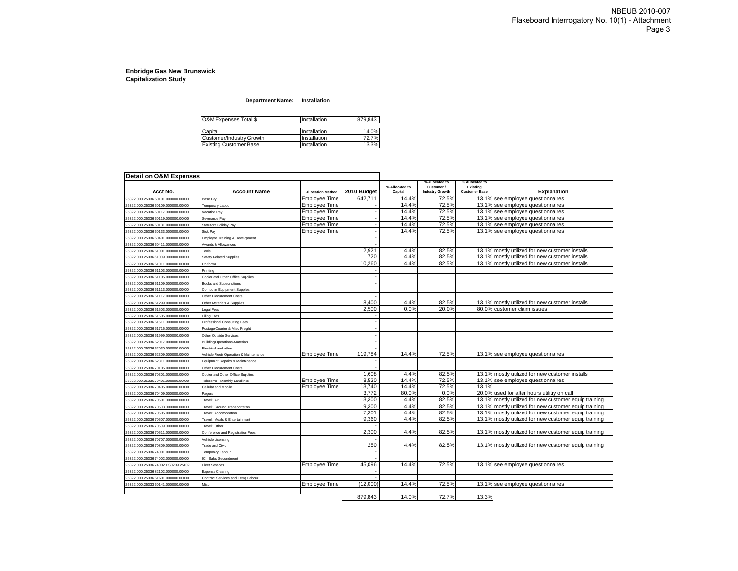NBEUB 2010-007
Flakeboard Interrogatory No. 10(1) - Attachment

**Enbridge Gas New Brunswick**
**Capitalization Study**

**Department Name: Installation**

| O&M Expenses Total $ | Installation | 879,843 |
|---|---|---|

| Capital | Installation | 14.0% |
|---|---|---|
| Customer/Industry Growth | Installation | 72.7% |
| Existing Customer Base | Installation | 13.3% |

**Detail on O&M Expenses**

| Acct No. | Account Name | Allocation Method | 2010 Budget | % Allocated to Capital | % Allocated to Customer / Industry Growth | % Allocated to Existing Customer Base | Explanation |
|---|---|---|---|---|---|---|---|
| 25322.000.25336.60101.000000.00000 | Base Pay | Employee Time | 642,711 | 14.4% | 72.5% | 13.1% | see employee questionnaires |
| 25322.000.25336.60109.000000.00000 | Temporary Labour | Employee Time | - | 14.4% | 72.5% | 13.1% | see employee questionnaires |
| 25322.000.25336.60117.000000.00000 | Vacation Pay | Employee Time | - | 14.4% | 72.5% | 13.1% | see employee questionnaires |
| 25322.000.25336.60119.000000.00000 | Severance Pay | Employee Time | - | 14.4% | 72.5% | 13.1% | see employee questionnaires |
| 25322.000.25336.60131.000000.00000 | Statutory Holiday Pay | Employee Time | - | 14.4% | 72.5% | 13.1% | see employee questionnaires |
| 25322.000.25336.60133.000000.00000 | Sick Pay | Employee Time | - | 14.4% | 72.5% | 13.1% | see employee questionnaires |
| 25322.000.25336.60401.000000.00000 | Employee Training & Development | | - | | | | |
| 25322.000.25336.60411.000000.00000 | Awards & Allowances | | - | | | | |
| 25322.000.25336.61001.000000.00000 | Tools | | 2,921 | 4.4% | 82.5% | 13.1% | mostly utilized for new customer installs |
| 25322.000.25336.61009.000000.00000 | Safety Related Supplies | | 720 | 4.4% | 82.5% | 13.1% | mostly utilized for new customer installs |
| 25322.000.25336.61011.000000.00000 | Uniforms | | 10,260 | 4.4% | 82.5% | 13.1% | mostly utilized for new customer installs |
| 25322.000.25336.61103.000000.00000 | Printing | | - | | | | |
| 25322.000.25336.61105.000000.00000 | Copier and Other Office Supplies | | - | | | | |
| 25322.000.25336.61109.000000.00000 | Books and Subscriptions | | - | | | | |
| 25322.000.25336.61113.000000.00000 | Computer Equipment Supplies | | | | | | |
| 25322.000.25336.61117.000000.00000 | Other Procurement Costs | | - | | | | |
| 25322.000.25336.61299.000000.00000 | Other Materials & Supplies | | 8,400 | 4.4% | 82.5% | 13.1% | mostly utilized for new customer installs |
| 25322.000.25336.61503.000000.00000 | Legal Fees | | 2,500 | 0.0% | 20.0% | 80.0% | customer claim issues |
| 25322.000.25336.61505.000000.00000 | Filing Fees | | - | | | | |
| 25322.000.25336.61511.000000.00000 | Professional Consulting Fees | | - | | | | |
| 25322.000.25336.61715.000000.00000 | Postage Courier & Misc Freight | | - | | | | |
| 25322.000.25336.61999.000000.00000 | Other Outside Services | | - | | | | |
| 25322.000.25336.62017.000000.00000 | Building Operations-Materials | | - | | | | |
| 25322.000.25336.62030.000000.00000 | Electrical and other | | - | | | | |
| 25322.000.25336.62309.000000.00000 | Vehicle Fleet/ Operation & Maintenance | Employee Time | 119,784 | 14.4% | 72.5% | 13.1% | see employee questionnaires |
| 25322.000.25336.62311.000000.00000 | Equipment Repairs & Maintenance | | - | | | | |
| 25322.000.25336.70105.000000.00000 | Other Procurement Costs | | - | | | | |
| 25322.000.25336.70301.000000.00000 | Copier and Other Office Supplies | | 1,608 | 4.4% | 82.5% | 13.1% | mostly utilized for new customer installs |
| 25322.000.25336.70401.000000.00000 | Telecoms - Monthly Landlines | Employee Time | 8,520 | 14.4% | 72.5% | 13.1% | see employee questionnaires |
| 25322.000.25336.70405.000000.00000 | Cellular and Mobile | Employee Time | 13,740 | 14.4% | 72.5% | 13.1% | |
| 25322.000.25336.70409.000000.00000 | Pagers | | 3,772 | 80.0% | 0.0% | 20.0% | used for after hours utilitry on call |
| 25322.000.25336.70501.000000.00000 | Travel: Air | | 3,300 | 4.4% | 82.5% | 13.1% | mostly utilized for new customer equip training |
| 25322.000.25336.70503.000000.00000 | Travel: Ground Transportation | | 9,300 | 4.4% | 82.5% | 13.1% | mostly utilized for new customer equip training |
| 25322.000.25336.70505.000000.00000 | Travel: Accomodation | | 7,301 | 4.4% | 82.5% | 13.1% | mostly utilized for new customer equip training |
| 25322.000.25336.70507.000000.00000 | Travel: Meals & Entertainment | | 9,360 | 4.4% | 82.5% | 13.1% | mostly utilized for new customer equip training |
| 25322.000.25336.70509.000000.00000 | Travel: Other | | - | | | | |
| 25322.000.25336.70511.000000.00000 | Conference and Registration Fees | | 2,300 | 4.4% | 82.5% | 13.1% | mostly utilized for new customer equip training |
| 25322.000.25336.70707.000000.00000 | Vehicle Licensing | | - | | | | |
| 25322.000.25336.70809.000000.00000 | Trade and Civic | | 250 | 4.4% | 82.5% | 13.1% | mostly utilized for new customer equip training |
| 25322.000.25336.74001.000000.00000 | Temporary Labour | | - | | | | |
| 25322.000.25336.74002.000000.00000 | IC: Sales Secondment | | - | | | | |
| 25322.000.25336.74002.PS0209.25102 | Fleet Services | Employee Time | 45,096 | 14.4% | 72.5% | 13.1% | see employee questionnaires |
| 25322.000.25336.82102.000000.00000 | Expense Clearing | | - | | | | |
| 25322.000.25336.61601.000000.00000 | Contract Services and Temp Labour | | - | | | | |
| 25322.000.25333.60141.000000.00000 | Misc | Employee Time | (12,000) | 14.4% | 72.5% | 13.1% | see employee questionnaires |
| | | | | | | | |
| | | | 879,843 | 14.0% | 72.7% | 13.3% | |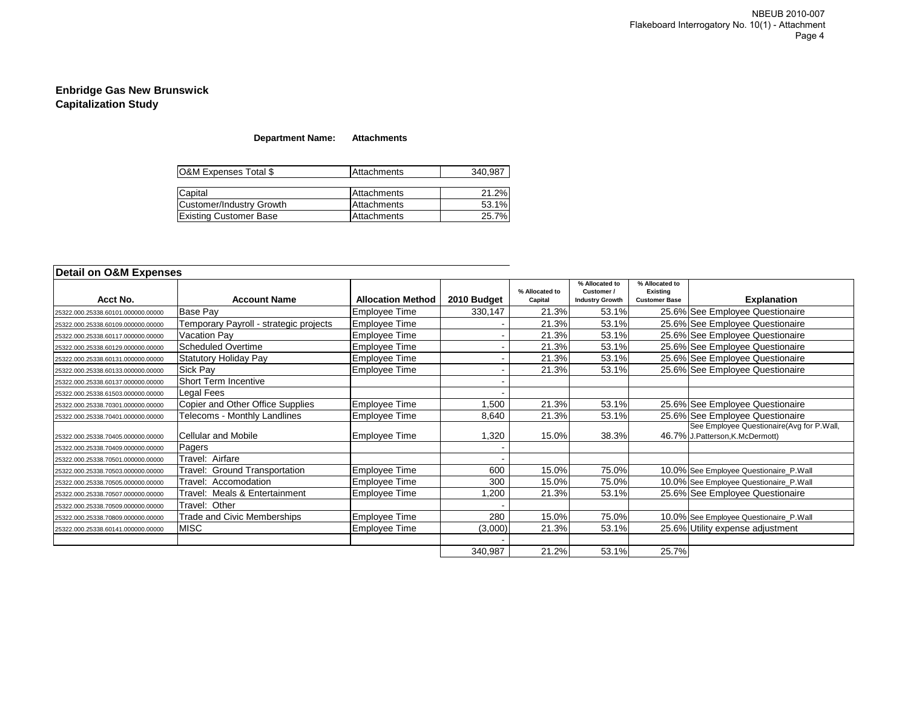**Enbridge Gas New Brunswick**
**Capitalization Study**

**Department Name:** **Attachments**

| O&M Expenses Total $ | Attachments | 340,987 |
|---|---|---|

| Capital | Attachments | 21.2% |
|---|---|---|
| Customer/Industry Growth | Attachments | 53.1% |
| Existing Customer Base | Attachments | 25.7% |

**Detail on O&M Expenses**

| Acct No. | Account Name | Allocation Method | 2010 Budget | % Allocated to Capital | % Allocated to Customer / Industry Growth | % Allocated to Existing Customer Base | Explanation |
|---|---|---|---|---|---|---|---|
| 25322.000.25338.60101.000000.00000 | Base Pay | Employee Time | 330,147 | 21.3% | 53.1% | 25.6% | See Employee Questionaire |
| 25322.000.25338.60109.000000.00000 | Temporary Payroll - strategic projects | Employee Time | - | 21.3% | 53.1% | 25.6% | See Employee Questionaire |
| 25322.000.25338.60117.000000.00000 | Vacation Pay | Employee Time | - | 21.3% | 53.1% | 25.6% | See Employee Questionaire |
| 25322.000.25338.60129.000000.00000 | Scheduled Overtime | Employee Time | - | 21.3% | 53.1% | 25.6% | See Employee Questionaire |
| 25322.000.25338.60131.000000.00000 | Statutory Holiday Pay | Employee Time | - | 21.3% | 53.1% | 25.6% | See Employee Questionaire |
| 25322.000.25338.60133.000000.00000 | Sick Pay | Employee Time | - | 21.3% | 53.1% | 25.6% | See Employee Questionaire |
| 25322.000.25338.60137.000000.00000 | Short Term Incentive | | - | | | | |
| 25322.000.25338.61503.000000.00000 | Legal Fees | | - | | | | |
| 25322.000.25338.70301.000000.00000 | Copier and Other Office Supplies | Employee Time | 1,500 | 21.3% | 53.1% | 25.6% | See Employee Questionaire |
| 25322.000.25338.70401.000000.00000 | Telecoms - Monthly Landlines | Employee Time | 8,640 | 21.3% | 53.1% | 25.6% | See Employee Questionaire |
| 25322.000.25338.70405.000000.00000 | Cellular and Mobile | Employee Time | 1,320 | 15.0% | 38.3% | 46.7% | See Employee Questionaire(Avg for P.Wall, J.Patterson,K.McDermott) |
| 25322.000.25338.70409.000000.00000 | Pagers | | - | | | | |
| 25322.000.25338.70501.000000.00000 | Travel: Airfare | | - | | | | |
| 25322.000.25338.70503.000000.00000 | Travel: Ground Transportation | Employee Time | 600 | 15.0% | 75.0% | 10.0% | See Employee Questionaire_P.Wall |
| 25322.000.25338.70505.000000.00000 | Travel: Accomodation | Employee Time | 300 | 15.0% | 75.0% | 10.0% | See Employee Questionaire_P.Wall |
| 25322.000.25338.70507.000000.00000 | Travel: Meals & Entertainment | Employee Time | 1,200 | 21.3% | 53.1% | 25.6% | See Employee Questionaire |
| 25322.000.25338.70509.000000.00000 | Travel: Other | | - | | | | |
| 25322.000.25338.70809.000000.00000 | Trade and Civic Memberships | Employee Time | 280 | 15.0% | 75.0% | 10.0% | See Employee Questionaire_P.Wall |
| 25322.000.25338.60141.000000.00000 | MISC | Employee Time | (3,000) | 21.3% | 53.1% | 25.6% | Utility expense adjustment |
| | | | - | | | | |
| | | | 340,987 | 21.2% | 53.1% | 25.7% | |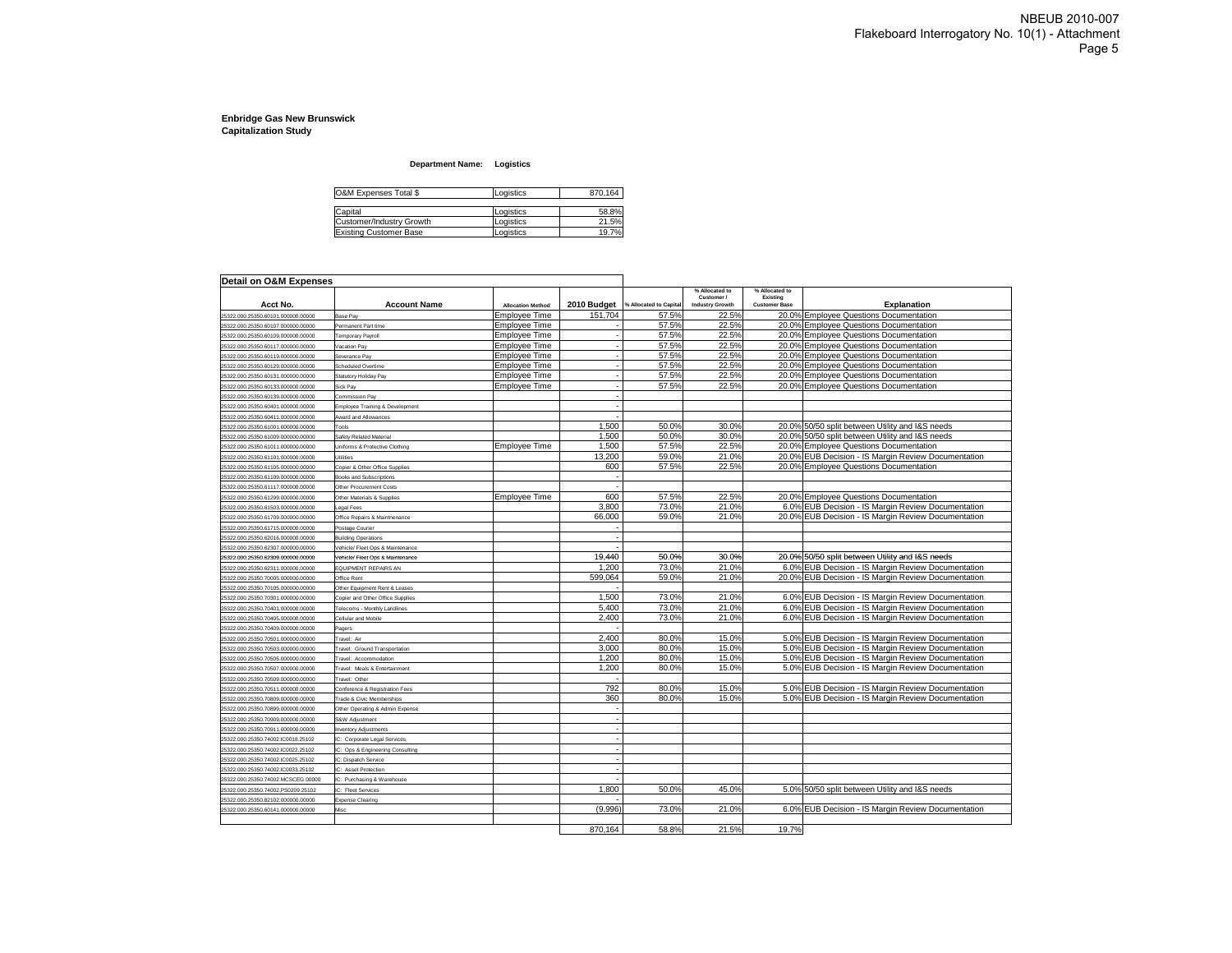NBEUB 2010-007
Flakeboard Interrogatory No. 10(1) - Attachment

**Enbridge Gas New Brunswick**
**Capitalization Study**

**Department Name: Logistics**

| O&M Expenses Total $ | Logistics | 870,164 |
|---|---|---|
| Capital | Logistics | 58.8% |
| Customer/Industry Growth | Logistics | 21.5% |
| Existing Customer Base | Logistics | 19.7% |

**Detail on O&M Expenses**

| Acct No. | Account Name | Allocation Method | 2010 Budget | % Allocated to Capital | % Allocated to Customer / Industry Growth | % Allocated to Existing Customer Base | Explanation |
|---|---|---|---|---|---|---|---|
| 25322.000.25350.60101.000000.00000 | Base Pay | Employee Time | 151,704 | 57.5% | 22.5% | 20.0% | Employee Questions Documentation |
| 25322.000.25350.60107.000000.00000 | Permanent Part time | Employee Time | - | 57.5% | 22.5% | 20.0% | Employee Questions Documentation |
| 25322.000.25350.60109.000000.00000 | Temporary Payroll | Employee Time | - | 57.5% | 22.5% | 20.0% | Employee Questions Documentation |
| 25322.000.25350.60117.000000.00000 | Vacation Pay | Employee Time | - | 57.5% | 22.5% | 20.0% | Employee Questions Documentation |
| 25322.000.25350.60119.000000.00000 | Severance Pay | Employee Time | - | 57.5% | 22.5% | 20.0% | Employee Questions Documentation |
| 25322.000.25350.60129.000000.00000 | Scheduled Overtime | Employee Time | - | 57.5% | 22.5% | 20.0% | Employee Questions Documentation |
| 25322.000.25350.60131.000000.00000 | Statutory Holiday Pay | Employee Time | - | 57.5% | 22.5% | 20.0% | Employee Questions Documentation |
| 25322.000.25350.60133.000000.00000 | Sick Pay | Employee Time | - | 57.5% | 22.5% | 20.0% | Employee Questions Documentation |
| 25322.000.25350.60139.000000.00000 | Commission Pay | | - | | | | |
| 25322.000.25350.60401.000000.00000 | Employee Training & Development | | - | | | | |
| 25322.000.25350.60411.000000.00000 | Award and Allowances | | - | | | | |
| 25322.000.25350.61001.000000.00000 | Tools | | 1,500 | 50.0% | 30.0% | 20.0% | 50/50 split between Utility and I&S needs |
| 25322.000.25350.61009.000000.00000 | Safety Related Material | | 1,500 | 50.0% | 30.0% | 20.0% | 50/50 split between Utility and I&S needs |
| 25322.000.25350.61011.000000.00000 | Uniforms & Protective Clothing | Employee Time | 1,500 | 57.5% | 22.5% | 20.0% | Employee Questions Documentation |
| 25322.000.25350.61101.000000.00000 | Utilities | | 13,200 | 59.0% | 21.0% | 20.0% | EUB Decision - IS Margin Review Documentation |
| 25322.000.25350.61105.000000.00000 | Copier & Other Office Supplies | | 600 | 57.5% | 22.5% | 20.0% | Employee Questions Documentation |
| 25322.000.25350.61109.000000.00000 | Books and Subscriptions | | - | | | | |
| 25322.000.25350.61117.000000.00000 | Other Procurement Costs | | - | | | | |
| 25322.000.25350.61299.000000.00000 | Other Materials & Supplies | Employee Time | 600 | 57.5% | 22.5% | 20.0% | Employee Questions Documentation |
| 25322.000.25350.61503.000000.00000 | Legal Fees | | 3,800 | 73.0% | 21.0% | 6.0% | EUB Decision - IS Margin Review Documentation |
| 25322.000.25350.61709.000000.00000 | Office Repairs & Maintenance | | 66,000 | 59.0% | 21.0% | 20.0% | EUB Decision - IS Margin Review Documentation |
| 25322.000.25350.61715.000000.00000 | Postage Courier | | - | | | | |
| 25322.000.25350.62016.000000.00000 | Building Operations | | - | | | | |
| 25322.000.25350.62307.000000.00000 | Vehicle/ Fleet Ops & Maintenance | | - | | | | |
| 25322.000.25350.62309.000000.00000 | Vehicle/ Fleet Ops & Maintenance | | 19,440 | 50.0% | 30.0% | 20.0% | 50/50 split between Utility and I&S needs |
| 25322.000.25350.62311.000000.00000 | EQUIPMENT REPAIRS AN | | 1,200 | 73.0% | 21.0% | 6.0% | EUB Decision - IS Margin Review Documentation |
| 25322.000.25350.70005.000000.00000 | Office Rent | | 599,064 | 59.0% | 21.0% | 20.0% | EUB Decision - IS Margin Review Documentation |
| 25322.000.25350.70105.000000.00000 | Other Equipment Rent & Leases | | - | | | | |
| 25322.000.25350.70301.000000.00000 | Copier and Other Office Supplies | | 1,500 | 73.0% | 21.0% | 6.0% | EUB Decision - IS Margin Review Documentation |
| 25322.000.25350.70401.000000.00000 | Telecoms - Monthly Landlines | | 5,400 | 73.0% | 21.0% | 6.0% | EUB Decision - IS Margin Review Documentation |
| 25322.000.25350.70405.000000.00000 | Cellular and Mobile | | 2,400 | 73.0% | 21.0% | 6.0% | EUB Decision - IS Margin Review Documentation |
| 25322.000.25350.70409.000000.00000 | Pagers | | - | | | | |
| 25322.000.25350.70501.000000.00000 | Travel: Air | | 2,400 | 80.0% | 15.0% | 5.0% | EUB Decision - IS Margin Review Documentation |
| 25322.000.25350.70503.000000.00000 | Travel: Ground Transportation | | 3,000 | 80.0% | 15.0% | 5.0% | EUB Decision - IS Margin Review Documentation |
| 25322.000.25350.70505.000000.00000 | Travel: Accommodation | | 1,200 | 80.0% | 15.0% | 5.0% | EUB Decision - IS Margin Review Documentation |
| 25322.000.25350.70507.000000.00000 | Travel: Meals & Entertainment | | 1,200 | 80.0% | 15.0% | 5.0% | EUB Decision - IS Margin Review Documentation |
| 25322.000.25350.70509.000000.00000 | Travel: Other | | - | | | | |
| 25322.000.25350.70511.000000.00000 | Conference & Registration Fees | | 792 | 80.0% | 15.0% | 5.0% | EUB Decision - IS Margin Review Documentation |
| 25322.000.25350.70809.000000.00000 | Trade & Civic Memberships | | 360 | 80.0% | 15.0% | 5.0% | EUB Decision - IS Margin Review Documentation |
| 25322.000.25350.70899.000000.00000 | Other Operating & Admin Expense | | - | | | | |
| 25322.000.25350.70909.000000.00000 | S&W Adjustment | | - | | | | |
| 25322.000.25350.70911.000000.00000 | Inventory Adjustments | | - | | | | |
| 25322.000.25350.74002.IC0018.25102 | IC: Corporate Legal Services | | - | | | | |
| 25322.000.25350.74002.IC0022.25102 | IC: Ops & Engineering Consulting | | - | | | | |
| 25322.000.25350.74002.IC0025.25102 | IC: Dispatch Service | | - | | | | |
| 25322.000.25350.74002.IC0033.25102 | IC: Asset Protection | | - | | | | |
| 25322.000.25350.74002.MCSCEG.00000 | IC: Purchasing & Warehouse | | - | | | | |
| 25322.000.25350.74002.PS0209.25102 | IC: Fleet Services | | 1,800 | 50.0% | 45.0% | 5.0% | 50/50 split between Utility and I&S needs |
| 25322.000.25350.82102.000000.00000 | Expense Clearing | | - | | | | |
| 25322.000.25350.60141.000000.00000 | Misc | | (9,996) | 73.0% | 21.0% | 6.0% | EUB Decision - IS Margin Review Documentation |
| | | | 870,164 | 58.8% | 21.5% | 19.7% | |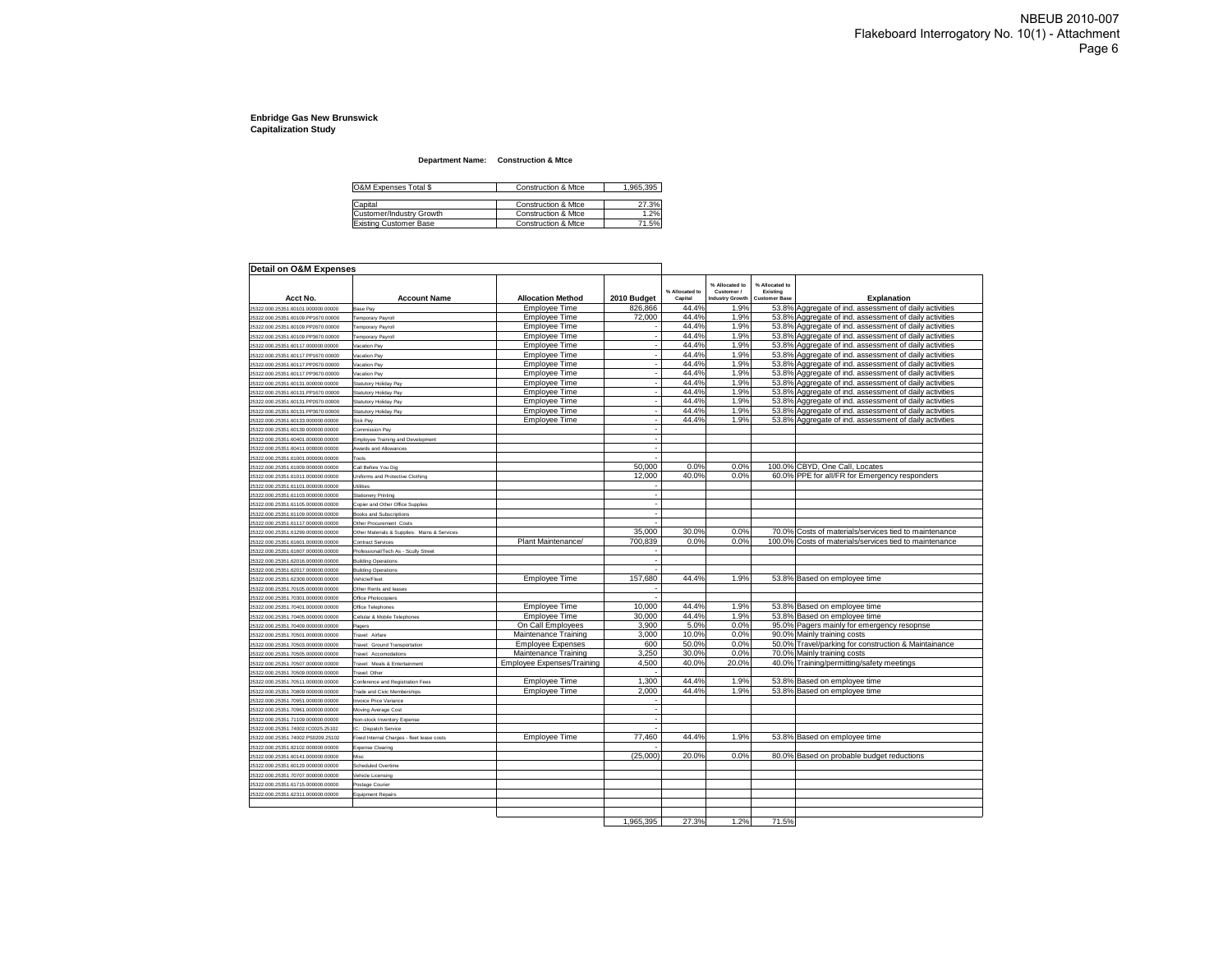**Enbridge Gas New Brunswick**
**Capitalization Study**

**Department Name: Construction & Mtce**

| O&M Expenses Total $ | Construction & Mtce | 1,965,395 |
|---|---|---|
| | | |
| Capital | Construction & Mtce | 27.3% |
| Customer/Industry Growth | Construction & Mtce | 1.2% |
| Existing Customer Base | Construction & Mtce | 71.5% |

**Detail on O&M Expenses**

| Acct No. | Account Name | Allocation Method | 2010 Budget | % Allocated to Capital | % Allocated to Customer / Industry Growth | % Allocated to Existing Customer Base | Explanation |
|---|---|---|---|---|---|---|---|
| 25322.000.25351.60101.000000.00000 | Base Pay | Employee Time | 826,866 | 44.4% | 1.9% | 53.8% | Aggregate of ind. assessment of daily activities |
| 25322.000.25351.60109.PP1670.00000 | Temporary Payroll | Employee Time | 72,000 | 44.4% | 1.9% | 53.8% | Aggregate of ind. assessment of daily activities |
| 25322.000.25351.60109.PP2670.00000 | Temporary Payroll | Employee Time | - | 44.4% | 1.9% | 53.8% | Aggregate of ind. assessment of daily activities |
| 25322.000.25351.60109.PP3670.00000 | Temporary Payroll | Employee Time | - | 44.4% | 1.9% | 53.8% | Aggregate of ind. assessment of daily activities |
| 25322.000.25351.60117.000000.00000 | Vacation Pay | Employee Time | - | 44.4% | 1.9% | 53.8% | Aggregate of ind. assessment of daily activities |
| 25322.000.25351.60117.PP1670.00000 | Vacation Pay | Employee Time | - | 44.4% | 1.9% | 53.8% | Aggregate of ind. assessment of daily activities |
| 25322.000.25351.60117.PP2670.00000 | Vacation Pay | Employee Time | - | 44.4% | 1.9% | 53.8% | Aggregate of ind. assessment of daily activities |
| 25322.000.25351.60117.PP3670.00000 | Vacation Pay | Employee Time | - | 44.4% | 1.9% | 53.8% | Aggregate of ind. assessment of daily activities |
| 25322.000.25351.60131.000000.00000 | Statutory Holiday Pay | Employee Time | - | 44.4% | 1.9% | 53.8% | Aggregate of ind. assessment of daily activities |
| 25322.000.25351.60131.PP1670.00000 | Statutory Holiday Pay | Employee Time | - | 44.4% | 1.9% | 53.8% | Aggregate of ind. assessment of daily activities |
| 25322.000.25351.60131.PP2670.00000 | Statutory Holiday Pay | Employee Time | - | 44.4% | 1.9% | 53.8% | Aggregate of ind. assessment of daily activities |
| 25322.000.25351.60131.PP3670.00000 | Statutory Holiday Pay | Employee Time | - | 44.4% | 1.9% | 53.8% | Aggregate of ind. assessment of daily activities |
| 25322.000.25351.60133.000000.00000 | Sick Pay | Employee Time | - | 44.4% | 1.9% | 53.8% | Aggregate of ind. assessment of daily activities |
| 25322.000.25351.60139.000000.00000 | Commission Pay | | - | | | | |
| 25322.000.25351.60401.000000.00000 | Employee Training and Development | | - | | | | |
| 25322.000.25351.60411.000000.00000 | Awards and Allowances | | - | | | | |
| 25322.000.25351.61001.000000.00000 | Tools | | - | | | | |
| 25322.000.25351.61009.000000.00000 | Call Before You Dig | | 50,000 | 0.0% | 0.0% | 100.0% | CBYD, One Call, Locates |
| 25322.000.25351.61011.000000.00000 | Uniforms and Protective Clothing | | 12,000 | 40.0% | 0.0% | 60.0% | PPE for all/FR for Emergency responders |
| 25322.000.25351.61101.000000.00000 | Utilities | | - | | | | |
| 25322.000.25351.61103.000000.00000 | Stationery Printing | | - | | | | |
| 25322.000.25351.61105.000000.00000 | Copier and Other Office Supplies | | - | | | | |
| 25322.000.25351.61109.000000.00000 | Books and Subscriptions | | - | | | | |
| 25322.000.25351.61117.000000.00000 | Other Procurement Costs | | - | | | | |
| 25322.000.25351.61299.000000.00000 | Other Materials & Supplies: Mains & Services | | 35,000 | 30.0% | 0.0% | 70.0% | Costs of materials/services tied to maintenance |
| 25322.000.25351.61601.000000.00000 | Contract Services | Plant Maintenance/ | 700,839 | 0.0% | 0.0% | 100.0% | Costs of materials/services tied to maintenance |
| 25322.000.25351.61607.000000.00000 | Professional/Tech As - Scully Street | | - | | | | |
| 25322.000.25351.62016.000000.00000 | Building Operations | | - | | | | |
| 25322.000.25351.62017.000000.00000 | Building Operations | | - | | | | |
| 25322.000.25351.62309.000000.00000 | Vehicle/Fleet | Employee Time | 157,680 | 44.4% | 1.9% | 53.8% | Based on employee time |
| 25322.000.25351.70105.000000.00000 | Other Rents and leases | | - | | | | |
| 25322.000.25351.70301.000000.00000 | Office Photocopiers | | - | | | | |
| 25322.000.25351.70401.000000.00000 | Office Telephones | Employee Time | 10,000 | 44.4% | 1.9% | 53.8% | Based on employee time |
| 25322.000.25351.70405.000000.00000 | Cellular & Mobile Telephones | Employee Time | 30,000 | 44.4% | 1.9% | 53.8% | Based on employee time |
| 25322.000.25351.70409.000000.00000 | Pagers | On Call Employees | 3,900 | 5.0% | 0.0% | 95.0% | Pagers mainly for emergency resopnse |
| 25322.000.25351.70501.000000.00000 | Travel: Airfare | Maintenance Training | 3,000 | 10.0% | 0.0% | 90.0% | Mainly training costs |
| 25322.000.25351.70503.000000.00000 | Travel: Ground Transportation | Employee Expenses | 600 | 50.0% | 0.0% | 50.0% | Travel/parking for construction & Maintainance |
| 25322.000.25351.70505.000000.00000 | Travel: Accomodations | Maintenance Training | 3,250 | 30.0% | 0.0% | 70.0% | Mainly training costs |
| 25322.000.25351.70507.000000.00000 | Travel: Meals & Entertainment | Employee Expenses/Training | 4,500 | 40.0% | 20.0% | 40.0% | Training/permitting/safety meetings |
| 25322.000.25351.70509.000000.00000 | Travel: Other | | - | | | | |
| 25322.000.25351.70511.000000.00000 | Conference and Registration Fees | Employee Time | 1,300 | 44.4% | 1.9% | 53.8% | Based on employee time |
| 25322.000.25351.70809.000000.00000 | Trade and Civic Memberships | Employee Time | 2,000 | 44.4% | 1.9% | 53.8% | Based on employee time |
| 25322.000.25351.70951.000000.00000 | Invoice Price Variance | | - | | | | |
| 25322.000.25351.70961.000000.00000 | Moving Average Cost | | - | | | | |
| 25322.000.25351.71109.000000.00000 | Non-stock Inventory Expense | | - | | | | |
| 25322.000.25351.74002.IC0025.25102 | IC: Dispatch Service | | - | | | | |
| 25322.000.25351.74002.PS0209.25102 | Fixed Internal Charges - fleet lease costs | Employee Time | 77,460 | 44.4% | 1.9% | 53.8% | Based on employee time |
| 25322.000.25351.82102.000000.00000 | Expense Clearing | | - | | | | |
| 25322.000.25351.60141.000000.00000 | Misc | | (25,000) | 20.0% | 0.0% | 80.0% | Based on probable budget reductions |
| 25322.000.25351.60129.000000.00000 | Scheduled Overtime | | | | | | |
| 25322.000.25351.70707.000000.00000 | Vehicle Licensing | | | | | | |
| 25322.000.25351.61715.000000.00000 | Postage Courier | | | | | | |
| 25322.000.25351.62311.000000.00000 | Equipment Repairs | | | | | | |
| | | | | | | | |
| | | | 1,965,395 | 27.3% | 1.2% | 71.5% | |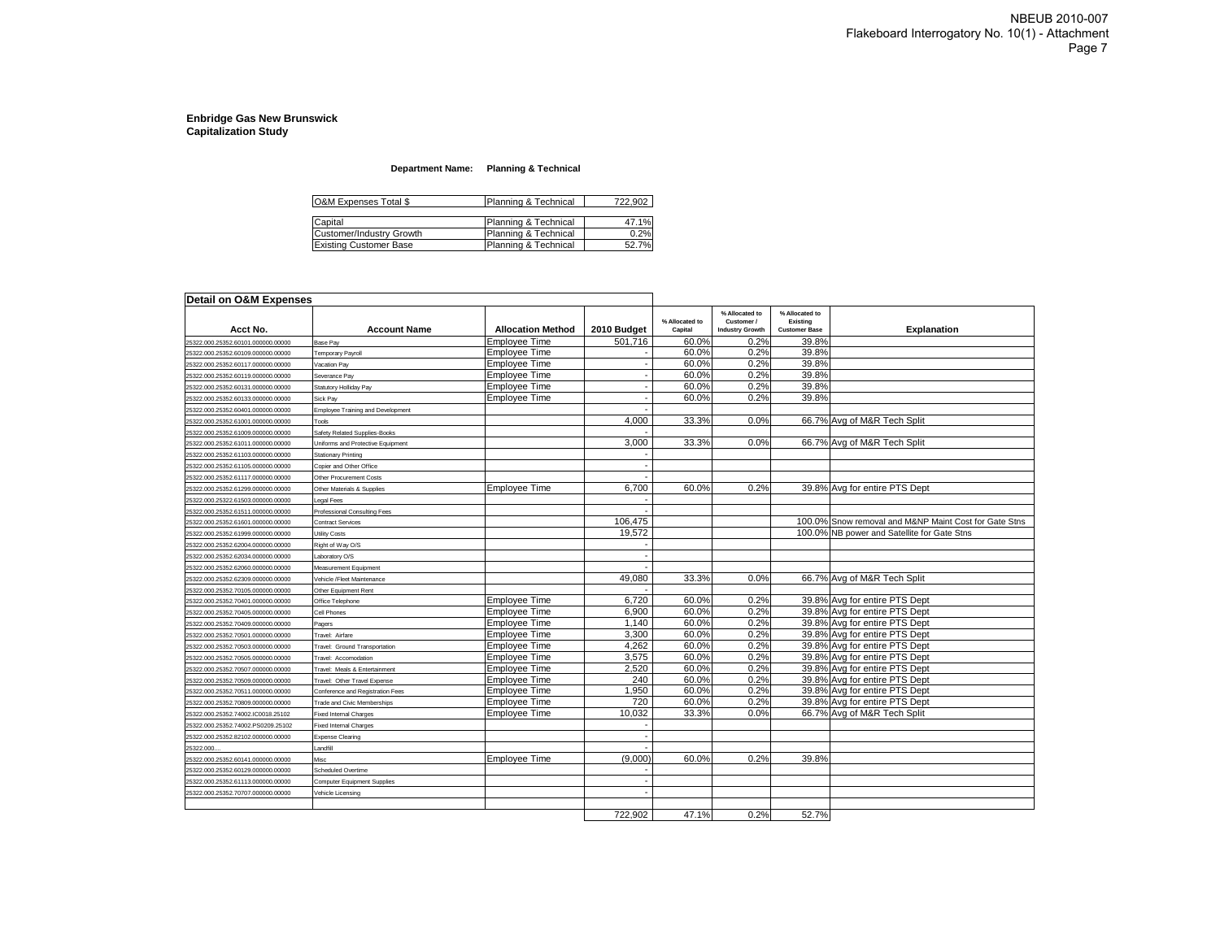NBEUB 2010-007
Flakeboard Interrogatory No. 10(1) - Attachment

**Enbridge Gas New Brunswick**
**Capitalization Study**

**Department Name: Planning & Technical**

| | | |
|---|---|---|
| O&M Expenses Total $ | Planning & Technical | 722,902 |
| Capital | Planning & Technical | 47.1% |
| Customer/Industry Growth | Planning & Technical | 0.2% |
| Existing Customer Base | Planning & Technical | 52.7% |

**Detail on O&M Expenses**

| Acct No. | Account Name | Allocation Method | 2010 Budget | % Allocated to Capital | % Allocated to Customer / Industry Growth | % Allocated to Existing Customer Base | Explanation |
|---|---|---|---|---|---|---|---|
| 25322.000.25352.60101.000000.00000 | Base Pay | Employee Time | 501,716 | 60.0% | 0.2% | 39.8% | |
| 25322.000.25352.60109.000000.00000 | Temporary Payroll | Employee Time | - | 60.0% | 0.2% | 39.8% | |
| 25322.000.25352.60117.000000.00000 | Vacation Pay | Employee Time | - | 60.0% | 0.2% | 39.8% | |
| 25322.000.25352.60119.000000.00000 | Severance Pay | Employee Time | - | 60.0% | 0.2% | 39.8% | |
| 25322.000.25352.60131.000000.00000 | Statutory Holliday Pay | Employee Time | - | 60.0% | 0.2% | 39.8% | |
| 25322.000.25352.60133.000000.00000 | Sick Pay | Employee Time | - | 60.0% | 0.2% | 39.8% | |
| 25322.000.25352.60401.000000.00000 | Employee Training and Development | | - | | | | |
| 25322.000.25352.61001.000000.00000 | Tools | | 4,000 | 33.3% | 0.0% | 66.7% | Avg of M&R Tech Split |
| 25322.000.25352.61009.000000.00000 | Safety Related Supplies-Books | | - | | | | |
| 25322.000.25352.61011.000000.00000 | Uniforms and Protective Equipment | | 3,000 | 33.3% | 0.0% | 66.7% | Avg of M&R Tech Split |
| 25322.000.25352.61103.000000.00000 | Stationary Printing | | - | | | | |
| 25322.000.25352.61105.000000.00000 | Copier and Other Office | | - | | | | |
| 25322.000.25352.61117.000000.00000 | Other Procurement Costs | | - | | | | |
| 25322.000.25352.61299.000000.00000 | Other Materials & Supplies | Employee Time | 6,700 | 60.0% | 0.2% | 39.8% | Avg for entire PTS Dept |
| 25322.000.25322.61503.000000.00000 | Legal Fees | | - | | | | |
| 25322.000.25352.61511.000000.00000 | Professional Consulting Fees | | - | | | | |
| 25322.000.25352.61601.000000.00000 | Contract Services | | 106,475 | | | 100.0% | Snow removal and M&NP Maint Cost for Gate Stns |
| 25322.000.25352.61999.000000.00000 | Utility Costs | | 19,572 | | | 100.0% | NB power and Satellite for Gate Stns |
| 25322.000.25352.62004.000000.00000 | Right of Way O/S | | - | | | | |
| 25322.000.25352.62034.000000.00000 | Laboratory O/S | | - | | | | |
| 25322.000.25352.62060.000000.00000 | Measurement Equipment | | - | | | | |
| 25322.000.25352.62309.000000.00000 | Vehicle /Fleet Maintenance | | 49,080 | 33.3% | 0.0% | 66.7% | Avg of M&R Tech Split |
| 25322.000.25352.70105.000000.00000 | Other Equipment Rent | | - | | | | |
| 25322.000.25352.70401.000000.00000 | Office Telephone | Employee Time | 6,720 | 60.0% | 0.2% | 39.8% | Avg for entire PTS Dept |
| 25322.000.25352.70405.000000.00000 | Cell Phones | Employee Time | 6,900 | 60.0% | 0.2% | 39.8% | Avg for entire PTS Dept |
| 25322.000.25352.70409.000000.00000 | Pagers | Employee Time | 1,140 | 60.0% | 0.2% | 39.8% | Avg for entire PTS Dept |
| 25322.000.25352.70501.000000.00000 | Travel: Airfare | Employee Time | 3,300 | 60.0% | 0.2% | 39.8% | Avg for entire PTS Dept |
| 25322.000.25352.70503.000000.00000 | Travel: Ground Transportation | Employee Time | 4,262 | 60.0% | 0.2% | 39.8% | Avg for entire PTS Dept |
| 25322.000.25352.70505.000000.00000 | Travel: Accomodation | Employee Time | 3,575 | 60.0% | 0.2% | 39.8% | Avg for entire PTS Dept |
| 25322.000.25352.70507.000000.00000 | Travel: Meals & Entertainment | Employee Time | 2,520 | 60.0% | 0.2% | 39.8% | Avg for entire PTS Dept |
| 25322.000.25352.70509.000000.00000 | Travel: Other Travel Expense | Employee Time | 240 | 60.0% | 0.2% | 39.8% | Avg for entire PTS Dept |
| 25322.000.25352.70511.000000.00000 | Conference and Registration Fees | Employee Time | 1,950 | 60.0% | 0.2% | 39.8% | Avg for entire PTS Dept |
| 25322.000.25352.70809.000000.00000 | Trade and Civic Memberships | Employee Time | 720 | 60.0% | 0.2% | 39.8% | Avg for entire PTS Dept |
| 25322.000.25352.74002.IC0018.25102 | Fixed Internal Charges | Employee Time | 10,032 | 33.3% | 0.0% | 66.7% | Avg of M&R Tech Split |
| 25322.000.25352.74002.PS0209.25102 | Fixed Internal Charges | | - | | | | |
| 25322.000.25352.82102.000000.00000 | Expense Clearing | | - | | | | |
| 25322.000.... | Landfill | | - | | | | |
| 25322.000.25352.60141.000000.00000 | Misc | Employee Time | (9,000) | 60.0% | 0.2% | 39.8% | |
| 25322.000.25352.60129.000000.00000 | Scheduled Overtime | | - | | | | |
| 25322.000.25352.61113.000000.00000 | Computer Equipment Supplies | | - | | | | |
| 25322.000.25352.70707.000000.00000 | Vehicle Licensing | | - | | | | |
| | | | 722,902 | 47.1% | 0.2% | 52.7% | |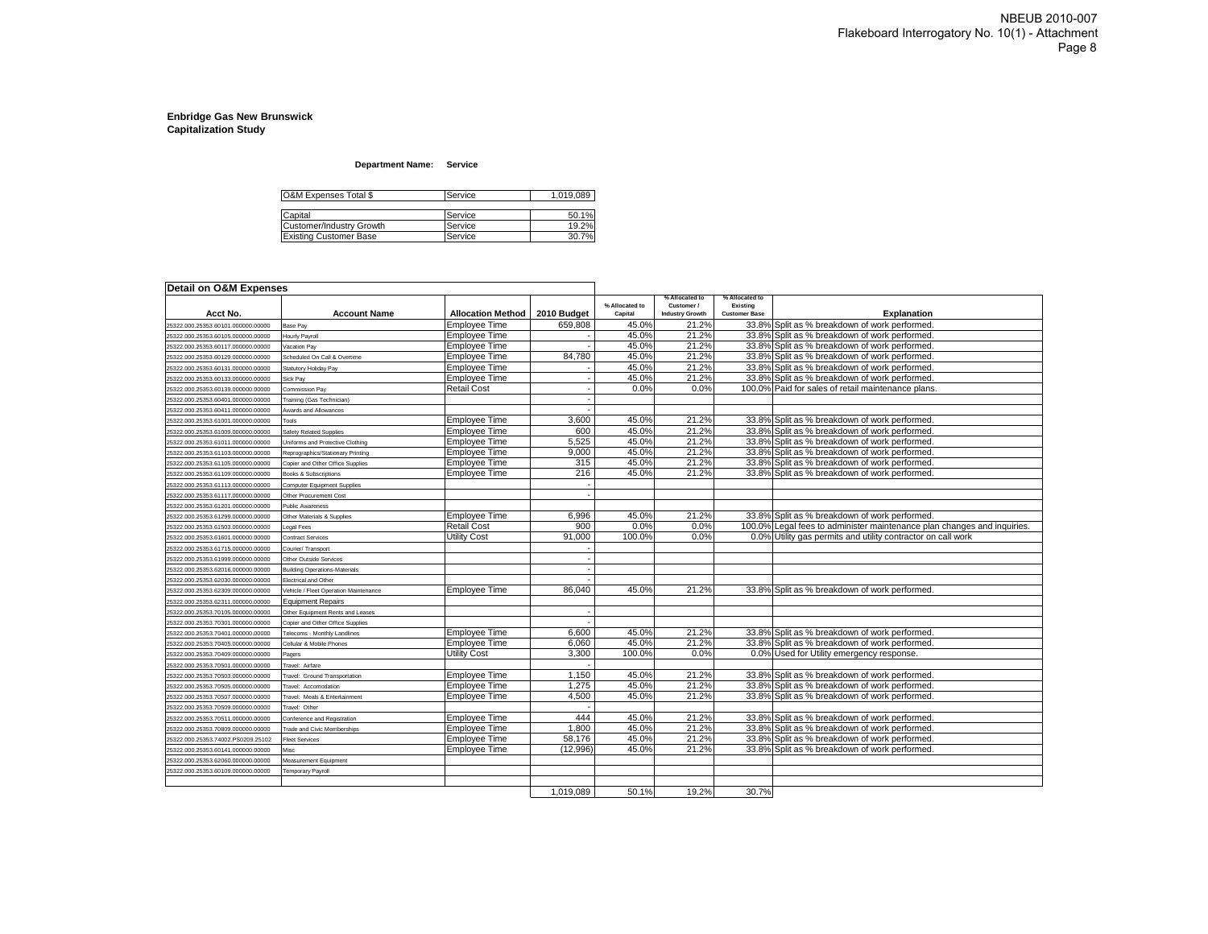**Enbridge Gas New Brunswick**
**Capitalization Study**

**Department Name: Service**

| O&M Expenses Total $ | Service | 1,019,089 |
|---|---|---|
| | | |
| Capital | Service | 50.1% |
| Customer/Industry Growth | Service | 19.2% |
| Existing Customer Base | Service | 30.7% |

**Detail on O&M Expenses**

| Acct No. | Account Name | Allocation Method | 2010 Budget | % Allocated to Capital | % Allocated to Customer / Industry Growth | % Allocated to Existing Customer Base | Explanation |
|---|---|---|---|---|---|---|---|
| 25322.000.25353.60101.000000.00000 | Base Pay | Employee Time | 659,808 | 45.0% | 21.2% | 33.8% | Split as % breakdown of work performed. |
| 25322.000.25353.60105.000000.00000 | Hourly Payroll | Employee Time | - | 45.0% | 21.2% | 33.8% | Split as % breakdown of work performed. |
| 25322.000.25353.60117.000000.00000 | Vacation Pay | Employee Time | - | 45.0% | 21.2% | 33.8% | Split as % breakdown of work performed. |
| 25322.000.25353.60129.000000.00000 | Scheduled On Call & Overtime | Employee Time | 84,780 | 45.0% | 21.2% | 33.8% | Split as % breakdown of work performed. |
| 25322.000.25353.60131.000000.00000 | Statutory Holiday Pay | Employee Time | - | 45.0% | 21.2% | 33.8% | Split as % breakdown of work performed. |
| 25322.000.25353.60133.000000.00000 | Sick Pay | Employee Time | - | 45.0% | 21.2% | 33.8% | Split as % breakdown of work performed. |
| 25322.000.25353.60139.000000.00000 | Commission Pay | Retail Cost | - | 0.0% | 0.0% | 100.0% | Paid for sales of retail maintenance plans. |
| 25322.000.25353.60401.000000.00000 | Training (Gas Technician) | | - | | | | |
| 25322.000.25353.60411.000000.00000 | Awards and Allowances | | - | | | | |
| 25322.000.25353.61001.000000.00000 | Tools | Employee Time | 3,600 | 45.0% | 21.2% | 33.8% | Split as % breakdown of work performed. |
| 25322.000.25353.61009.000000.00000 | Safety Related Supplies | Employee Time | 600 | 45.0% | 21.2% | 33.8% | Split as % breakdown of work performed. |
| 25322.000.25353.61011.000000.00000 | Uniforms and Protective Clothing | Employee Time | 5,525 | 45.0% | 21.2% | 33.8% | Split as % breakdown of work performed. |
| 25322.000.25353.61103.000000.00000 | Reprographics/Stationary Printing | Employee Time | 9,000 | 45.0% | 21.2% | 33.8% | Split as % breakdown of work performed. |
| 25322.000.25353.61105.000000.00000 | Copier and Other Office Supplies | Employee Time | 315 | 45.0% | 21.2% | 33.8% | Split as % breakdown of work performed. |
| 25322.000.25353.61109.000000.00000 | Books & Subscriptions | Employee Time | 216 | 45.0% | 21.2% | 33.8% | Split as % breakdown of work performed. |
| 25322.000.25353.61113.000000.00000 | Computer Equipment Supplies | | - | | | | |
| 25322.000.25353.61117.000000.00000 | Other Procurement Cost | | - | | | | |
| 25322.000.25353.61201.000000.00000 | Public Awareness | | | | | | |
| 25322.000.25353.61299.000000.00000 | Other Materials & Supplies | Employee Time | 6,996 | 45.0% | 21.2% | 33.8% | Split as % breakdown of work performed. |
| 25322.000.25353.61503.000000.00000 | Legal Fees | Retail Cost | 900 | 0.0% | 0.0% | 100.0% | Legal fees to administer maintenance plan changes and inquiries. |
| 25322.000.25353.61601.000000.00000 | Contract Services | Utility Cost | 91,000 | 100.0% | 0.0% | 0.0% | Utility gas permits and utility contractor on call work |
| 25322.000.25353.61715.000000.00000 | Courier/ Transport | | - | | | | |
| 25322.000.25353.61999.000000.00000 | Other Outside Services | | - | | | | |
| 25322.000.25353.62016.000000.00000 | Building Operations-Materials | | - | | | | |
| 25322.000.25353.62030.000000.00000 | Electrical and Other | | - | | | | |
| 25322.000.25353.62309.000000.00000 | Vehicle / Fleet Operation Maintenance | Employee Time | 86,040 | 45.0% | 21.2% | 33.8% | Split as % breakdown of work performed. |
| 25322.000.25353.62311.000000.00000 | Equipment Repairs | | | | | | |
| 25322.000.25353.70105.000000.00000 | Other Equipment Rents and Leases | | - | | | | |
| 25322.000.25353.70301.000000.00000 | Copier and Other Office Supplies | | - | | | | |
| 25322.000.25353.70401.000000.00000 | Telecoms - Monthly Landlines | Employee Time | 6,600 | 45.0% | 21.2% | 33.8% | Split as % breakdown of work performed. |
| 25322.000.25353.70405.000000.00000 | Cellular & Mobile Phones | Employee Time | 6,060 | 45.0% | 21.2% | 33.8% | Split as % breakdown of work performed. |
| 25322.000.25353.70409.000000.00000 | Pagers | Utility Cost | 3,300 | 100.0% | 0.0% | 0.0% | Used for Utility emergency response. |
| 25322.000.25353.70501.000000.00000 | Travel: Airfare | | - | | | | |
| 25322.000.25353.70503.000000.00000 | Travel: Ground Transportation | Employee Time | 1,150 | 45.0% | 21.2% | 33.8% | Split as % breakdown of work performed. |
| 25322.000.25353.70505.000000.00000 | Travel: Accomodation | Employee Time | 1,275 | 45.0% | 21.2% | 33.8% | Split as % breakdown of work performed. |
| 25322.000.25353.70507.000000.00000 | Travel: Meals & Entertainment | Employee Time | 4,500 | 45.0% | 21.2% | 33.8% | Split as % breakdown of work performed. |
| 25322.000.25353.70509.000000.00000 | Travel: Other | | - | | | | |
| 25322.000.25353.70511.000000.00000 | Conference and Registration | Employee Time | 444 | 45.0% | 21.2% | 33.8% | Split as % breakdown of work performed. |
| 25322.000.25353.70809.000000.00000 | Trade and Civic Memberships | Employee Time | 1,800 | 45.0% | 21.2% | 33.8% | Split as % breakdown of work performed. |
| 25322.000.25353.74002.PS0209.25102 | Fleet Services | Employee Time | 58,176 | 45.0% | 21.2% | 33.8% | Split as % breakdown of work performed. |
| 25322.000.25353.60141.000000.00000 | Misc | Employee Time | (12,996) | 45.0% | 21.2% | 33.8% | Split as % breakdown of work performed. |
| 25322.000.25353.62060.000000.00000 | Measurement Equipment | | | | | | |
| 25322.000.25353.60109.000000.00000 | Temporary Payroll | | | | | | |
| | | | | | | | |
| | | | 1,019,089 | 50.1% | 19.2% | 30.7% | |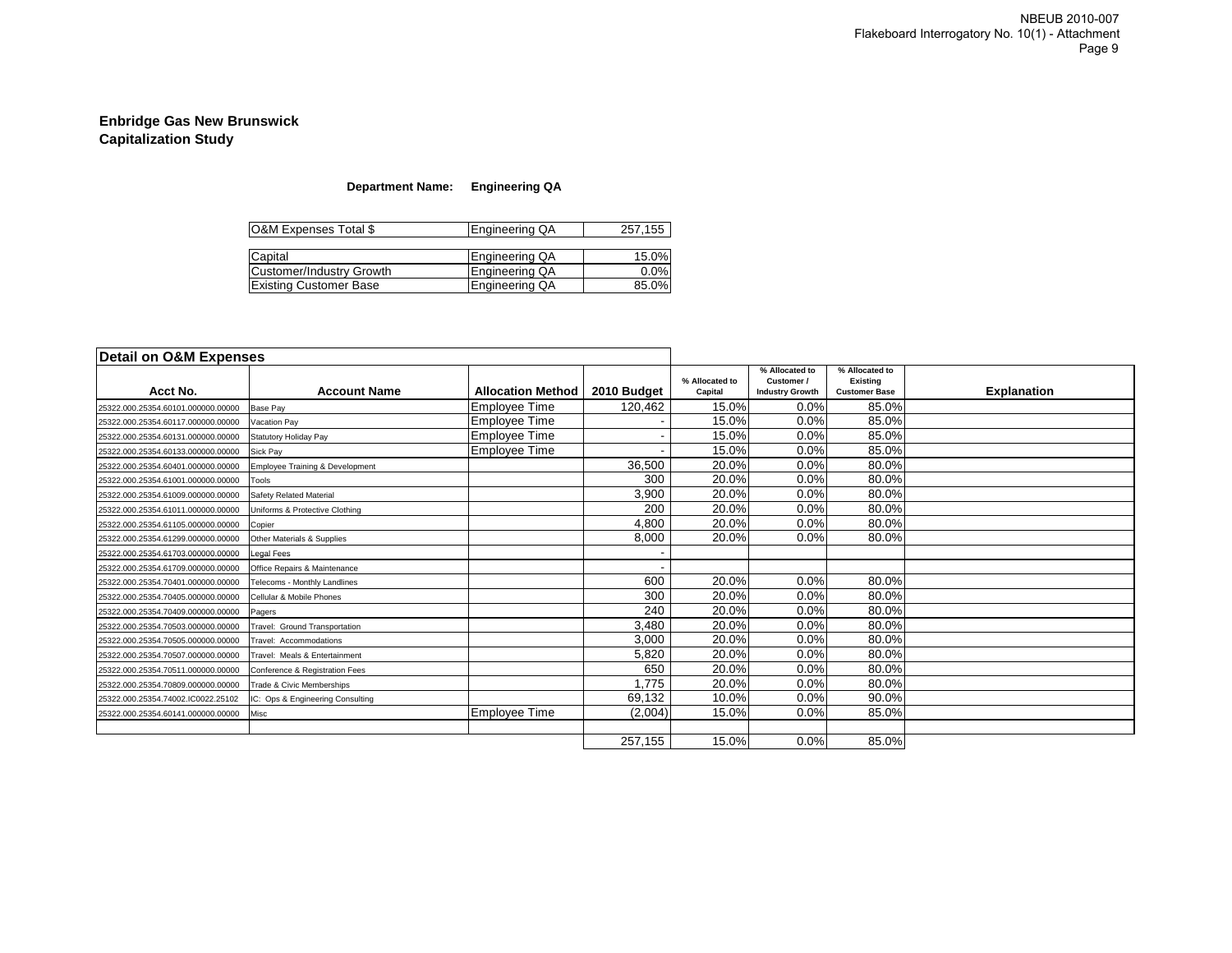**Enbridge Gas New Brunswick**
**Capitalization Study**

**Department Name: Engineering QA**

| O&M Expenses Total $ | Engineering QA | 257,155 |
|---|---|---|

| Capital | Engineering QA | 15.0% |
|---|---|---|
| Customer/Industry Growth | Engineering QA | 0.0% |
| Existing Customer Base | Engineering QA | 85.0% |

**Detail on O&M Expenses**

| Acct No. | Account Name | Allocation Method | 2010 Budget | % Allocated to Capital | % Allocated to Customer / Industry Growth | % Allocated to Existing Customer Base | Explanation |
|---|---|---|---|---|---|---|---|
| 25322.000.25354.60101.000000.00000 | Base Pay | Employee Time | 120,462 | 15.0% | 0.0% | 85.0% | |
| 25322.000.25354.60117.000000.00000 | Vacation Pay | Employee Time | - | 15.0% | 0.0% | 85.0% | |
| 25322.000.25354.60131.000000.00000 | Statutory Holiday Pay | Employee Time | - | 15.0% | 0.0% | 85.0% | |
| 25322.000.25354.60133.000000.00000 | Sick Pay | Employee Time | - | 15.0% | 0.0% | 85.0% | |
| 25322.000.25354.60401.000000.00000 | Employee Training & Development | | 36,500 | 20.0% | 0.0% | 80.0% | |
| 25322.000.25354.61001.000000.00000 | Tools | | 300 | 20.0% | 0.0% | 80.0% | |
| 25322.000.25354.61009.000000.00000 | Safety Related Material | | 3,900 | 20.0% | 0.0% | 80.0% | |
| 25322.000.25354.61011.000000.00000 | Uniforms & Protective Clothing | | 200 | 20.0% | 0.0% | 80.0% | |
| 25322.000.25354.61105.000000.00000 | Copier | | 4,800 | 20.0% | 0.0% | 80.0% | |
| 25322.000.25354.61299.000000.00000 | Other Materials & Supplies | | 8,000 | 20.0% | 0.0% | 80.0% | |
| 25322.000.25354.61703.000000.00000 | Legal Fees | | - | | | | |
| 25322.000.25354.61709.000000.00000 | Office Repairs & Maintenance | | - | | | | |
| 25322.000.25354.70401.000000.00000 | Telecoms - Monthly Landlines | | 600 | 20.0% | 0.0% | 80.0% | |
| 25322.000.25354.70405.000000.00000 | Cellular & Mobile Phones | | 300 | 20.0% | 0.0% | 80.0% | |
| 25322.000.25354.70409.000000.00000 | Pagers | | 240 | 20.0% | 0.0% | 80.0% | |
| 25322.000.25354.70503.000000.00000 | Travel: Ground Transportation | | 3,480 | 20.0% | 0.0% | 80.0% | |
| 25322.000.25354.70505.000000.00000 | Travel: Accommodations | | 3,000 | 20.0% | 0.0% | 80.0% | |
| 25322.000.25354.70507.000000.00000 | Travel: Meals & Entertainment | | 5,820 | 20.0% | 0.0% | 80.0% | |
| 25322.000.25354.70511.000000.00000 | Conference & Registration Fees | | 650 | 20.0% | 0.0% | 80.0% | |
| 25322.000.25354.70809.000000.00000 | Trade & Civic Memberships | | 1,775 | 20.0% | 0.0% | 80.0% | |
| 25322.000.25354.74002.IC0022.25102 | IC: Ops & Engineering Consulting | | 69,132 | 10.0% | 0.0% | 90.0% | |
| 25322.000.25354.60141.000000.00000 | Misc | Employee Time | (2,004) | 15.0% | 0.0% | 85.0% | |
| | | | | | | | |
| | | | 257,155 | 15.0% | 0.0% | 85.0% | |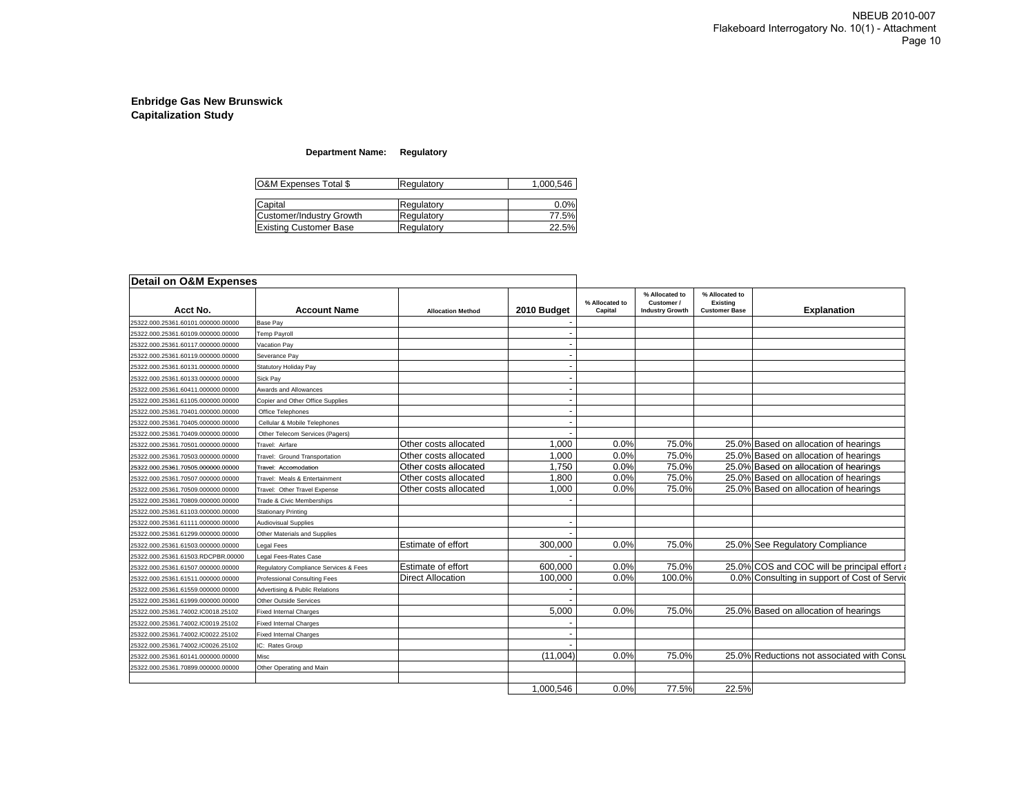**Enbridge Gas New Brunswick**
**Capitalization Study**

**Department Name: Regulatory**

| | | |
|---|---|---|
| O&M Expenses Total $ | Regulatory | 1,000,546 |

| | | |
|---|---|---|
| Capital | Regulatory | 0.0% |
| Customer/Industry Growth | Regulatory | 77.5% |
| Existing Customer Base | Regulatory | 22.5% |

**Detail on O&M Expenses**

| Acct No. | Account Name | Allocation Method | 2010 Budget | % Allocated to Capital | % Allocated to Customer / Industry Growth | % Allocated to Existing Customer Base | Explanation |
|---|---|---|---|---|---|---|---|
| 25322.000.25361.60101.000000.00000 | Base Pay | | - | | | | |
| 25322.000.25361.60109.000000.00000 | Temp Payroll | | - | | | | |
| 25322.000.25361.60117.000000.00000 | Vacation Pay | | - | | | | |
| 25322.000.25361.60119.000000.00000 | Severance Pay | | - | | | | |
| 25322.000.25361.60131.000000.00000 | Statutory Holiday Pay | | - | | | | |
| 25322.000.25361.60133.000000.00000 | Sick Pay | | - | | | | |
| 25322.000.25361.60411.000000.00000 | Awards and Allowances | | - | | | | |
| 25322.000.25361.61105.000000.00000 | Copier and Other Office Supplies | | - | | | | |
| 25322.000.25361.70401.000000.00000 | Office Telephones | | - | | | | |
| 25322.000.25361.70405.000000.00000 | Cellular & Mobile Telephones | | - | | | | |
| 25322.000.25361.70409.000000.00000 | Other Telecom Services (Pagers) | | - | | | | |
| 25322.000.25361.70501.000000.00000 | Travel: Airfare | Other costs allocated | 1,000 | 0.0% | 75.0% | 25.0% | Based on allocation of hearings |
| 25322.000.25361.70503.000000.00000 | Travel: Ground Transportation | Other costs allocated | 1,000 | 0.0% | 75.0% | 25.0% | Based on allocation of hearings |
| 25322.000.25361.70505.000000.00000 | Travel: Accomodation | Other costs allocated | 1,750 | 0.0% | 75.0% | 25.0% | Based on allocation of hearings |
| 25322.000.25361.70507.000000.00000 | Travel: Meals & Entertainment | Other costs allocated | 1,800 | 0.0% | 75.0% | 25.0% | Based on allocation of hearings |
| 25322.000.25361.70509.000000.00000 | Travel: Other Travel Expense | Other costs allocated | 1,000 | 0.0% | 75.0% | 25.0% | Based on allocation of hearings |
| 25322.000.25361.70809.000000.00000 | Trade & Civic Memberships | | - | | | | |
| 25322.000.25361.61103.000000.00000 | Stationary Printing | | | | | | |
| 25322.000.25361.61111.000000.00000 | Audiovisual Supplies | | - | | | | |
| 25322.000.25361.61299.000000.00000 | Other Materials and Supplies | | - | | | | |
| 25322.000.25361.61503.000000.00000 | Legal Fees | Estimate of effort | 300,000 | 0.0% | 75.0% | 25.0% | See Regulatory Compliance |
| 25322.000.25361.61503.RDCPBR.00000 | Legal Fees-Rates Case | | - | | | | |
| 25322.000.25361.61507.000000.00000 | Regulatory Compliance Services & Fees | Estimate of effort | 600,000 | 0.0% | 75.0% | 25.0% | COS and COC will be principal effort a |
| 25322.000.25361.61511.000000.00000 | Professional Consulting Fees | Direct Allocation | 100,000 | 0.0% | 100.0% | 0.0% | Consulting in support of Cost of Servic |
| 25322.000.25361.61559.000000.00000 | Advertising & Public Relations | | - | | | | |
| 25322.000.25361.61999.000000.00000 | Other Outside Services | | - | | | | |
| 25322.000.25361.74002.IC0018.25102 | Fixed Internal Charges | | 5,000 | 0.0% | 75.0% | 25.0% | Based on allocation of hearings |
| 25322.000.25361.74002.IC0019.25102 | Fixed Internal Charges | | - | | | | |
| 25322.000.25361.74002.IC0022.25102 | Fixed Internal Charges | | - | | | | |
| 25322.000.25361.74002.IC0026.25102 | IC: Rates Group | | - | | | | |
| 25322.000.25361.60141.000000.00000 | Misc | | (11,004) | 0.0% | 75.0% | 25.0% | Reductions not associated with Consu |
| 25322.000.25361.70899.000000.00000 | Other Operating and Main | | | | | | |
| | | | | | | | |
| | | | 1,000,546 | 0.0% | 77.5% | 22.5% | |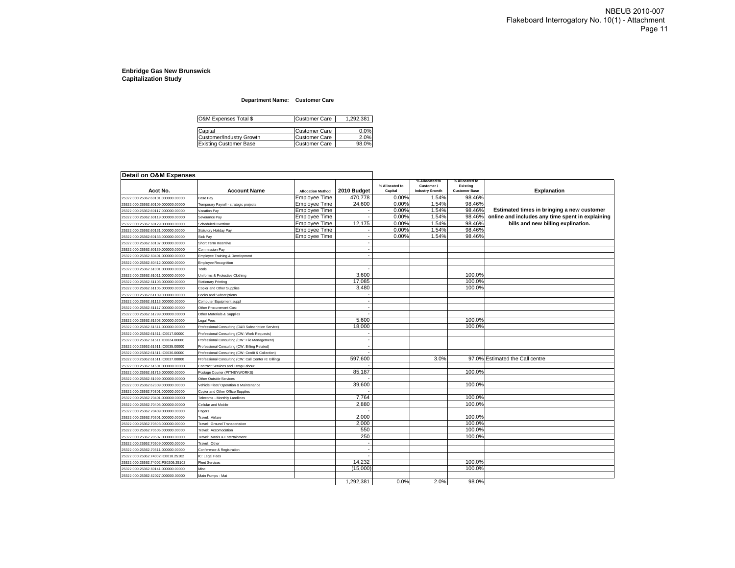**Enbridge Gas New Brunswick**
**Capitalization Study**

**Department Name: Customer Care**

| O&M Expenses Total $ | Customer Care | 1,292,381 |
|---|---|---|

| Capital | Customer Care | 0.0% |
|---|---|---|
| Customer/Industry Growth | Customer Care | 2.0% |
| Existing Customer Base | Customer Care | 98.0% |

**Detail on O&M Expenses**

| Acct No. | Account Name | Allocation Method | 2010 Budget | % Allocated to Capital | % Allocated to Customer / Industry Growth | % Allocated to Existing Customer Base | Explanation |
|---|---|---|---|---|---|---|---|
| 25322.000.25362.60101.000000.00000 | Base Pay | Employee Time | 470,778 | 0.00% | 1.54% | 98.46% | Estimated times in bringing a new customer online and includes any time spent in explaining bills and new billing explination. |
| 25322.000.25362.60109.000000.00000 | Temporary Payroll - strategic projects | Employee Time | 24,600 | 0.00% | 1.54% | 98.46% | |
| 25322.000.25362.60117.000000.00000 | Vacation Pay | Employee Time | - | 0.00% | 1.54% | 98.46% | |
| 25322.000.25362.60119.000000.00000 | Severance Pay | Employee Time | - | 0.00% | 1.54% | 98.46% | |
| 25322.000.25362.60129.000000.00000 | Scheduled Overtime | Employee Time | 12,175 | 0.00% | 1.54% | 98.46% | |
| 25322.000.25362.60131.000000.00000 | Statutory Holiday Pay | Employee Time | - | 0.00% | 1.54% | 98.46% | |
| 25322.000.25362.60133.000000.00000 | Sick Pay | Employee Time | - | 0.00% | 1.54% | 98.46% | |
| 25322.000.25362.60137.000000.00000 | Short Term Incentive | | - | | | | |
| 25322.000.25362.60139.000000.00000 | Commission Pay | | - | | | | |
| 25322.000.25362.60401.000000.00000 | Employee Training & Development | | - | | | | |
| 25322.000.25362.60412.000000.00000 | Employee Recognition | | | | | | |
| 25322.000.25362.61001.000000.00000 | Tools | | - | | | | |
| 25322.000.25362.61011.000000.00000 | Uniforms & Protective Clothing | | 3,600 | | | 100.0% | |
| 25322.000.25362.61103.000000.00000 | Stationary Printing | | 17,085 | | | 100.0% | |
| 25322.000.25362.61105.000000.00000 | Copier and Other Supplies | | 3,480 | | | 100.0% | |
| 25322.000.25362.61109.000000.00000 | Books and Subscriptions | | - | | | | |
| 25322.000.25362.61113.000000.00000 | Computer Equipment suppl | | - | | | | |
| 25322.000.25362.61117.000000.00000 | Other Procurement Cost | | - | | | | |
| 25322.000.25362.61299.000000.00000 | Other Materials & Supplies | | - | | | | |
| 25322.000.25362.61503.000000.00000 | Legal Fees | | 5,600 | | | 100.0% | |
| 25322.000.25362.61511.000000.00000 | Professional Consulting (D&B Subscription Service) | | 18,000 | | | 100.0% | |
| 25322.000.25362.61511.IC0017.00000 | Professional Consulting (CW: Work Requests) | | - | | | | |
| 25322.000.25362.61511.IC0024.00000 | Professional Consulting (CW: File Management) | | - | | | | |
| 25322.000.25362.61511.IC0035.00000 | Professional Consulting (CW: Billing Related) | | - | | | | |
| 25322.000.25362.61511.IC0036.00000 | Professional Consulting (CW: Credit & Collection) | | - | | | | |
| 25322.000.25362.61511.IC0037.00000 | Professional Consulting (CW: Call Center re: Billing) | | 597,600 | | 3.0% | 97.0% | Estimated the Call centre |
| 25322.000.25362.61601.000000.00000 | Contract Services and Temp Labour | | - | | | | |
| 25322.000.25362.61715.000000.00000 | Postage Courier (PITNEYWORKS) | | 85,187 | | | 100.0% | |
| 25322.000.25362.61999.000000.00000 | Other Outside Services | | - | | | | |
| 25322.000.25362.62309.000000.00000 | Vehicle Fleet/ Operation & Maintenance | | 39,600 | | | 100.0% | |
| 25322.000.25362.70301.000000.00000 | Copier and Other Office Supplies | | - | | | | |
| 25322.000.25362.70401.000000.00000 | Telecoms - Monthly Landlines | | 7,764 | | | 100.0% | |
| 25322.000.25362.70405.000000.00000 | Cellular and Mobile | | 2,880 | | | 100.0% | |
| 25322.000.25362.70409.000000.00000 | Pagers | | - | | | | |
| 25322.000.25362.70501.000000.00000 | Travel: Airfare | | 2,000 | | | 100.0% | |
| 25322.000.25362.70503.000000.00000 | Travel: Ground Transportation | | 2,000 | | | 100.0% | |
| 25322.000.25362.70505.000000.00000 | Travel: Accomodation | | 550 | | | 100.0% | |
| 25322.000.25362.70507.000000.00000 | Travel: Meals & Entertainment | | 250 | | | 100.0% | |
| 25322.000.25362.70509.000000.00000 | Travel: Other | | - | | | | |
| 25322.000.25362.70511.000000.00000 | Conference & Registration | | - | | | | |
| 25322.000.25362.74002.IC0018.25102 | IC: Legal Fees | | - | | | | |
| 25322.000.25362.74002.PS0209.25102 | Fleet Services | | 14,232 | | | 100.0% | |
| 25322.000.25362.60141.000000.00000 | Misc | | (15,000) | | | 100.0% | |
| 25322.000.25362.62027.000000.00000 | Main Pumps - Mat | | | | | | |
| | | | 1,292,381 | 0.0% | 2.0% | 98.0% | |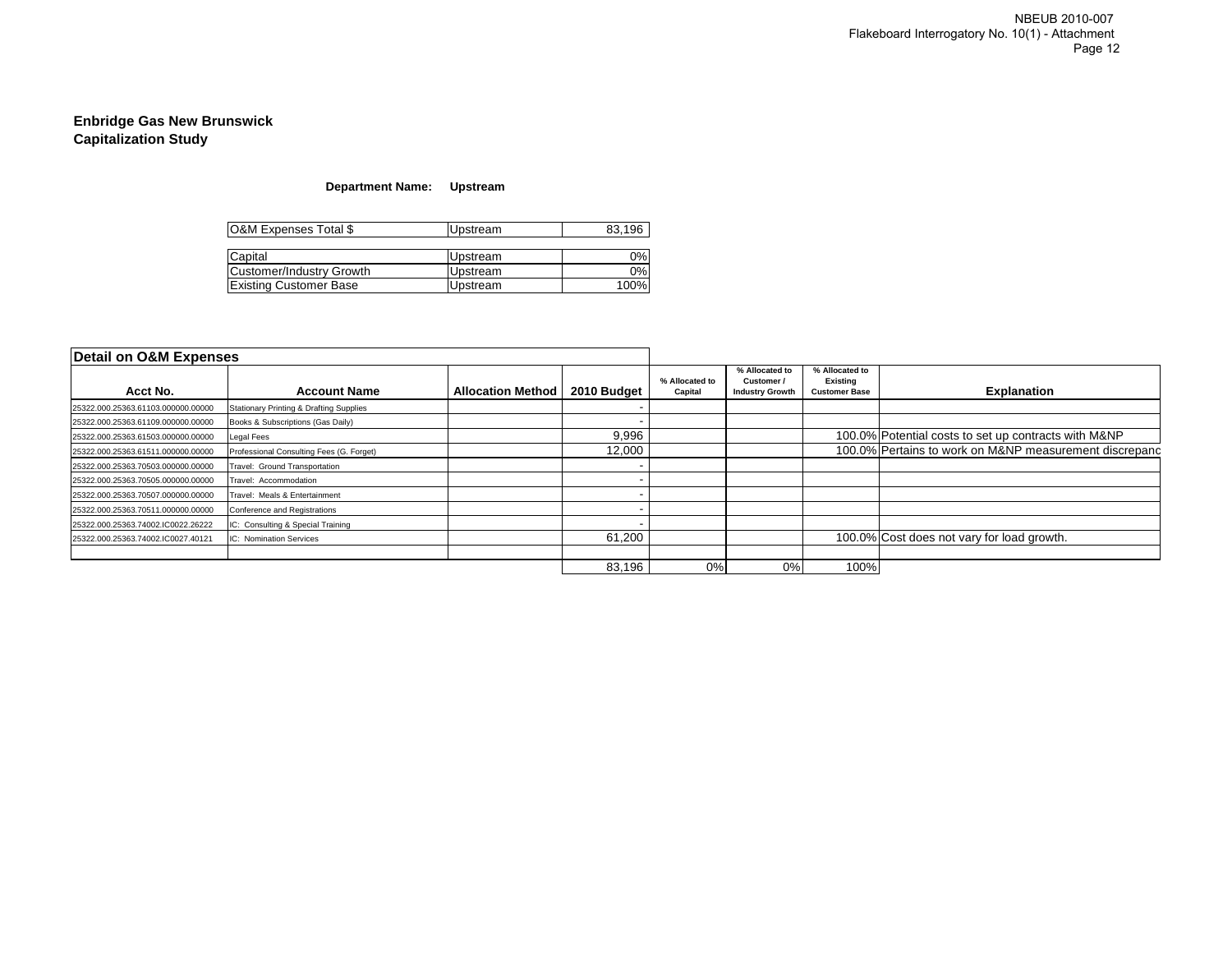**Enbridge Gas New Brunswick**
**Capitalization Study**

**Department Name: Upstream**

| O&M Expenses Total $ | Upstream | 83,196 |
|---|---|---|

| Capital | Upstream | 0% |
|---|---|---|
| Customer/Industry Growth | Upstream | 0% |
| Existing Customer Base | Upstream | 100% |

**Detail on O&M Expenses**

| Acct No. | Account Name | Allocation Method | 2010 Budget | % Allocated to Capital | % Allocated to Customer / Industry Growth | % Allocated to Existing Customer Base | Explanation |
|---|---|---|---|---|---|---|---|
| 25322.000.25363.61103.000000.00000 | Stationary Printing & Drafting Supplies | | - | | | | |
| 25322.000.25363.61109.000000.00000 | Books & Subscriptions (Gas Daily) | | - | | | | |
| 25322.000.25363.61503.000000.00000 | Legal Fees | | 9,996 | | | 100.0% | Potential costs to set up contracts with M&NP |
| 25322.000.25363.61511.000000.00000 | Professional Consulting Fees (G. Forget) | | 12,000 | | | 100.0% | Pertains to work on M&NP measurement discrepanc |
| 25322.000.25363.70503.000000.00000 | Travel: Ground Transportation | | - | | | | |
| 25322.000.25363.70505.000000.00000 | Travel: Accommodation | | - | | | | |
| 25322.000.25363.70507.000000.00000 | Travel: Meals & Entertainment | | - | | | | |
| 25322.000.25363.70511.000000.00000 | Conference and Registrations | | - | | | | |
| 25322.000.25363.74002.IC0022.26222 | IC: Consulting & Special Training | | - | | | | |
| 25322.000.25363.74002.IC0027.40121 | IC: Nomination Services | | 61,200 | | | 100.0% | Cost does not vary for load growth. |
| | | | | | | | |
| | | | 83,196 | 0% | 0% | 100% | |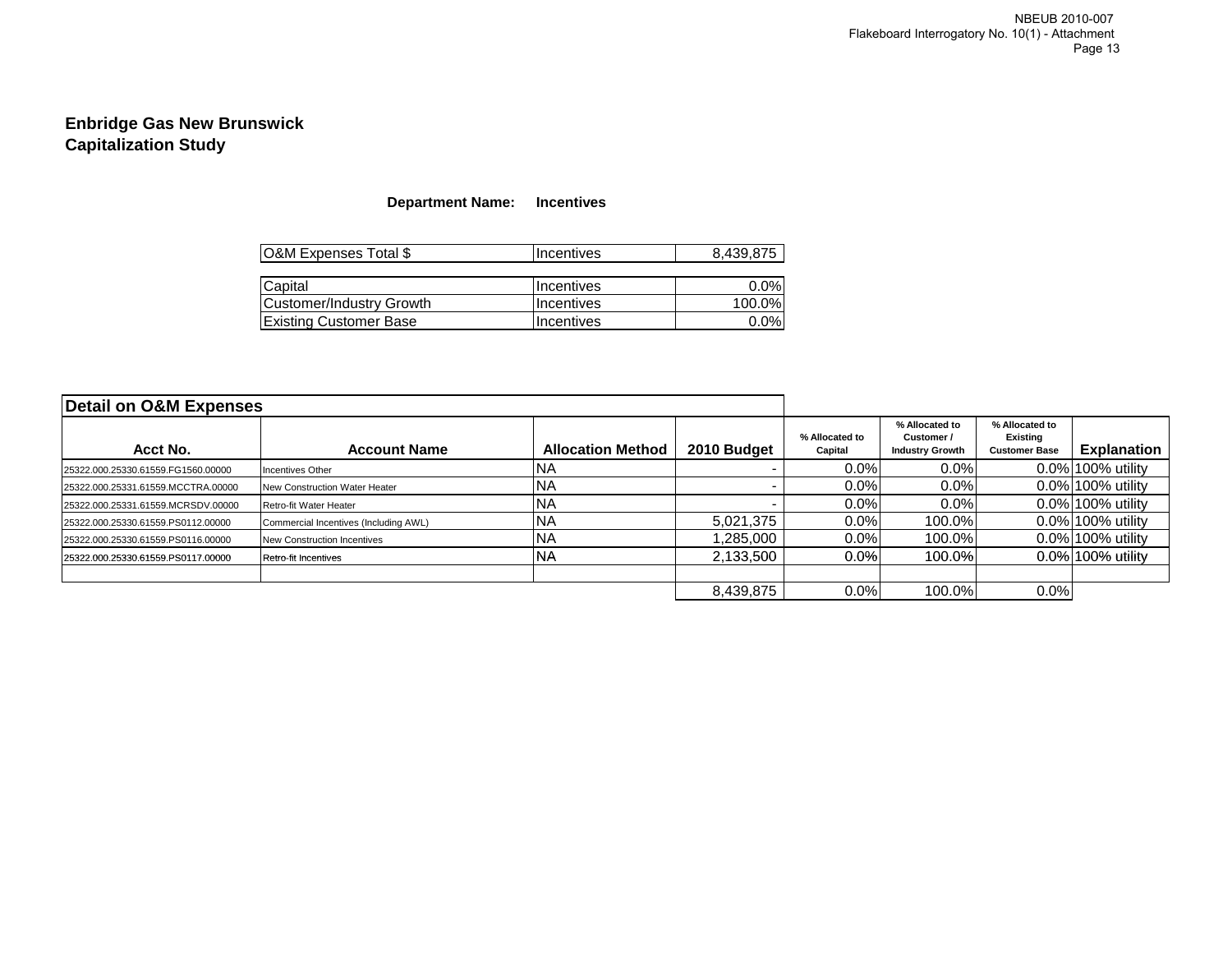NBEUB 2010-007
Flakeboard Interrogatory No. 10(1) - Attachment
Page 13

**Enbridge Gas New Brunswick**
**Capitalization Study**

**Department Name: Incentives**

| | | |
|---|---|---|
| O&M Expenses Total $ | Incentives | 8,439,875 |

| | | |
|---|---|---|
| Capital | Incentives | 0.0% |
| Customer/Industry Growth | Incentives | 100.0% |
| Existing Customer Base | Incentives | 0.0% |

**Detail on O&M Expenses**

| Acct No. | Account Name | Allocation Method | 2010 Budget | % Allocated to Capital | % Allocated to Customer / Industry Growth | % Allocated to Existing Customer Base | Explanation |
|---|---|---|---|---|---|---|---|
| 25322.000.25330.61559.FG1560.00000 | Incentives Other | NA | - | 0.0% | 0.0% | 0.0% | 100% utility |
| 25322.000.25331.61559.MCCTRA.00000 | New Construction Water Heater | NA | - | 0.0% | 0.0% | 0.0% | 100% utility |
| 25322.000.25331.61559.MCRSDV.00000 | Retro-fit Water Heater | NA | - | 0.0% | 0.0% | 0.0% | 100% utility |
| 25322.000.25330.61559.PS0112.00000 | Commercial Incentives (Including AWL) | NA | 5,021,375 | 0.0% | 100.0% | 0.0% | 100% utility |
| 25322.000.25330.61559.PS0116.00000 | New Construction Incentives | NA | 1,285,000 | 0.0% | 100.0% | 0.0% | 100% utility |
| 25322.000.25330.61559.PS0117.00000 | Retro-fit Incentives | NA | 2,133,500 | 0.0% | 100.0% | 0.0% | 100% utility |
| | | | | | | | |
| | | | 8,439,875 | 0.0% | 100.0% | 0.0% | |